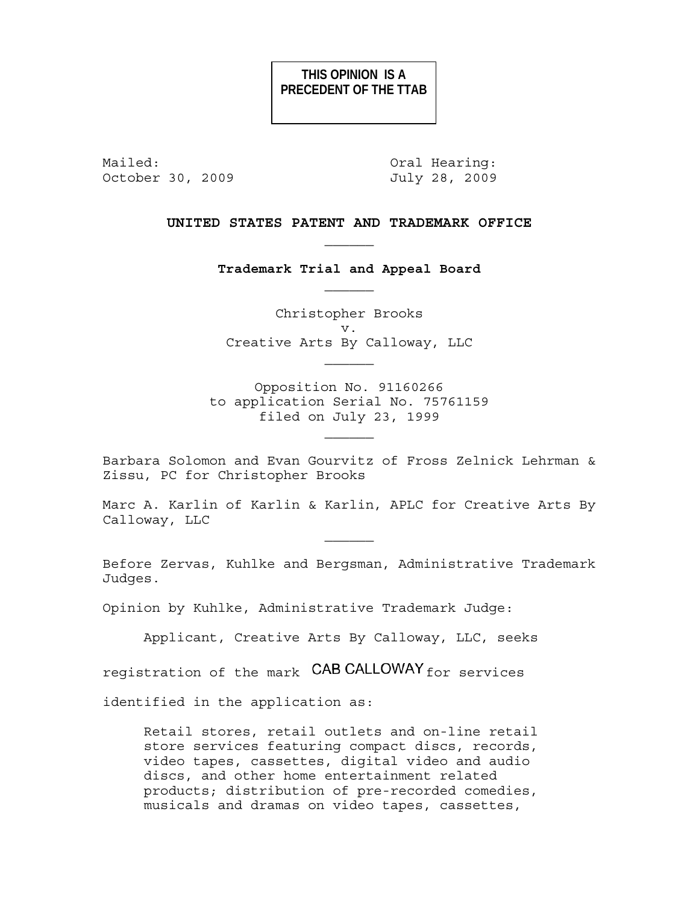**THIS OPINION IS A PRECEDENT OF THE TTAB**

Mailed: October 30, 2009

Oral Hearing: July 28, 2009

**UNITED STATES PATENT AND TRADEMARK OFFICE**

\_\_\_\_\_\_

**Trademark Trial and Appeal Board**

\_\_\_\_\_\_

Christopher Brooks
v.
Creative Arts By Calloway, LLC

\_\_\_\_\_\_

Opposition No. 91160266
to application Serial No. 75761159
filed on July 23, 1999

\_\_\_\_\_\_

Barbara Solomon and Evan Gourvitz of Fross Zelnick Lehrman & Zissu, PC for Christopher Brooks

Marc A. Karlin of Karlin & Karlin, APLC for Creative Arts By Calloway, LLC

\_\_\_\_\_\_

Before Zervas, Kuhlke and Bergsman, Administrative Trademark Judges.

Opinion by Kuhlke, Administrative Trademark Judge:

Applicant, Creative Arts By Calloway, LLC, seeks registration of the mark CAB CALLOWAY for services identified in the application as:

> Retail stores, retail outlets and on-line retail store services featuring compact discs, records, video tapes, cassettes, digital video and audio discs, and other home entertainment related products; distribution of pre-recorded comedies, musicals and dramas on video tapes, cassettes,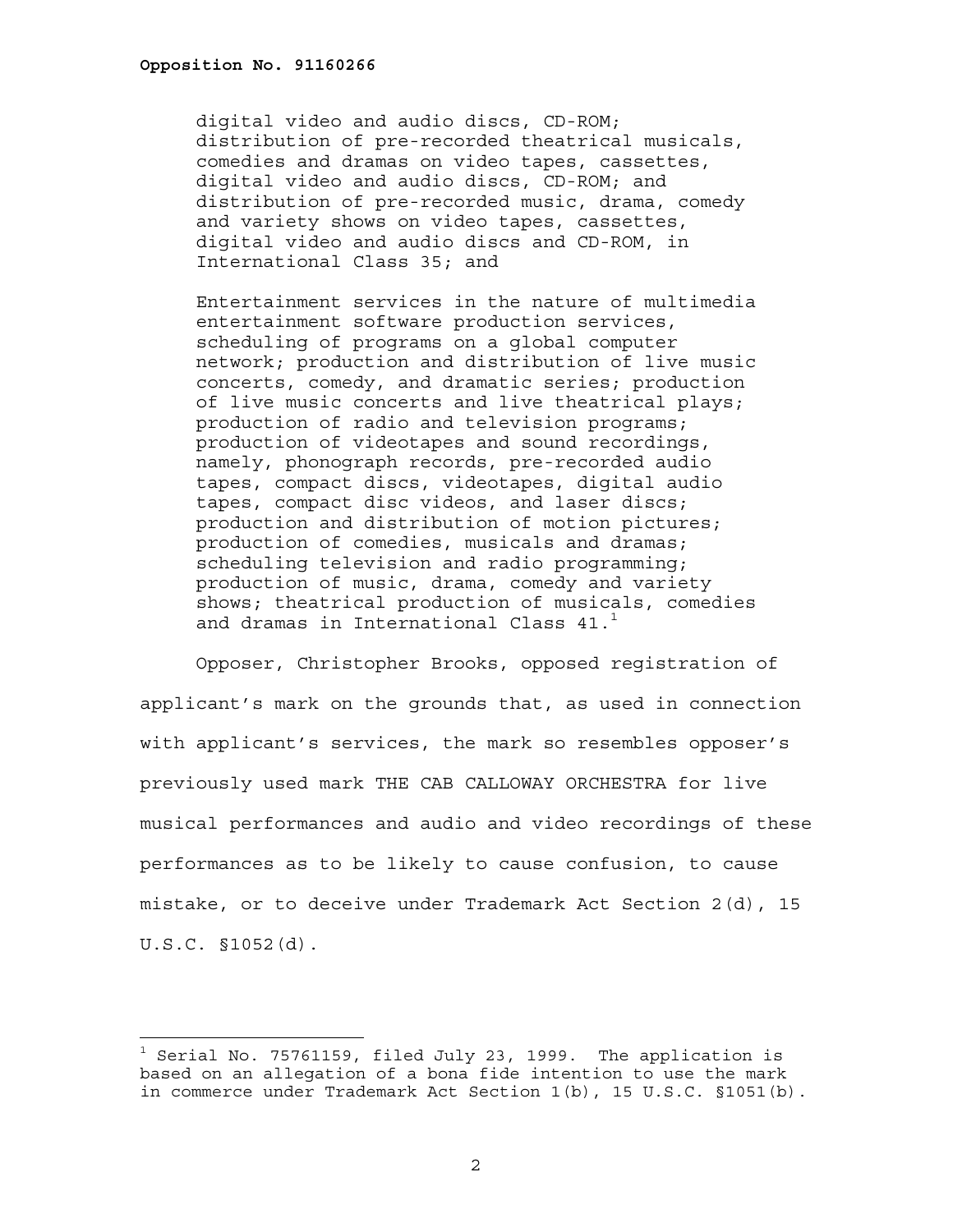digital video and audio discs, CD-ROM; distribution of pre-recorded theatrical musicals, comedies and dramas on video tapes, cassettes, digital video and audio discs, CD-ROM; and distribution of pre-recorded music, drama, comedy and variety shows on video tapes, cassettes, digital video and audio discs and CD-ROM, in International Class 35; and

Entertainment services in the nature of multimedia entertainment software production services, scheduling of programs on a global computer network; production and distribution of live music concerts, comedy, and dramatic series; production of live music concerts and live theatrical plays; production of radio and television programs; production of videotapes and sound recordings, namely, phonograph records, pre-recorded audio tapes, compact discs, videotapes, digital audio tapes, compact disc videos, and laser discs; production and distribution of motion pictures; production of comedies, musicals and dramas; scheduling television and radio programming; production of music, drama, comedy and variety shows; theatrical production of musicals, comedies and dramas in International Class 41.[1]

Opposer, Christopher Brooks, opposed registration of applicant's mark on the grounds that, as used in connection with applicant's services, the mark so resembles opposer's previously used mark THE CAB CALLOWAY ORCHESTRA for live musical performances and audio and video recordings of these performances as to be likely to cause confusion, to cause mistake, or to deceive under Trademark Act Section 2(d), 15 U.S.C. §1052(d).

---

[1] Serial No. 75761159, filed July 23, 1999. The application is based on an allegation of a bona fide intention to use the mark in commerce under Trademark Act Section 1(b), 15 U.S.C. §1051(b).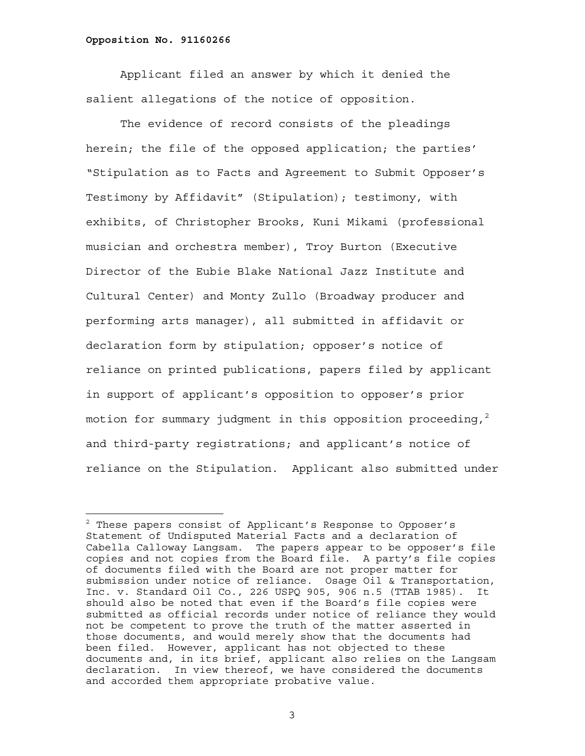Applicant filed an answer by which it denied the salient allegations of the notice of opposition.

The evidence of record consists of the pleadings herein; the file of the opposed application; the parties' "Stipulation as to Facts and Agreement to Submit Opposer's Testimony by Affidavit" (Stipulation); testimony, with exhibits, of Christopher Brooks, Kuni Mikami (professional musician and orchestra member), Troy Burton (Executive Director of the Eubie Blake National Jazz Institute and Cultural Center) and Monty Zullo (Broadway producer and performing arts manager), all submitted in affidavit or declaration form by stipulation; opposer's notice of reliance on printed publications, papers filed by applicant in support of applicant's opposition to opposer's prior motion for summary judgment in this opposition proceeding,[2] and third-party registrations; and applicant's notice of reliance on the Stipulation. Applicant also submitted under

---

[2] These papers consist of Applicant's Response to Opposer's Statement of Undisputed Material Facts and a declaration of Cabella Calloway Langsam. The papers appear to be opposer's file copies and not copies from the Board file. A party's file copies of documents filed with the Board are not proper matter for submission under notice of reliance. Osage Oil & Transportation, Inc. v. Standard Oil Co., 226 USPQ 905, 906 n.5 (TTAB 1985). It should also be noted that even if the Board's file copies were submitted as official records under notice of reliance they would not be competent to prove the truth of the matter asserted in those documents, and would merely show that the documents had been filed. However, applicant has not objected to these documents and, in its brief, applicant also relies on the Langsam declaration. In view thereof, we have considered the documents and accorded them appropriate probative value.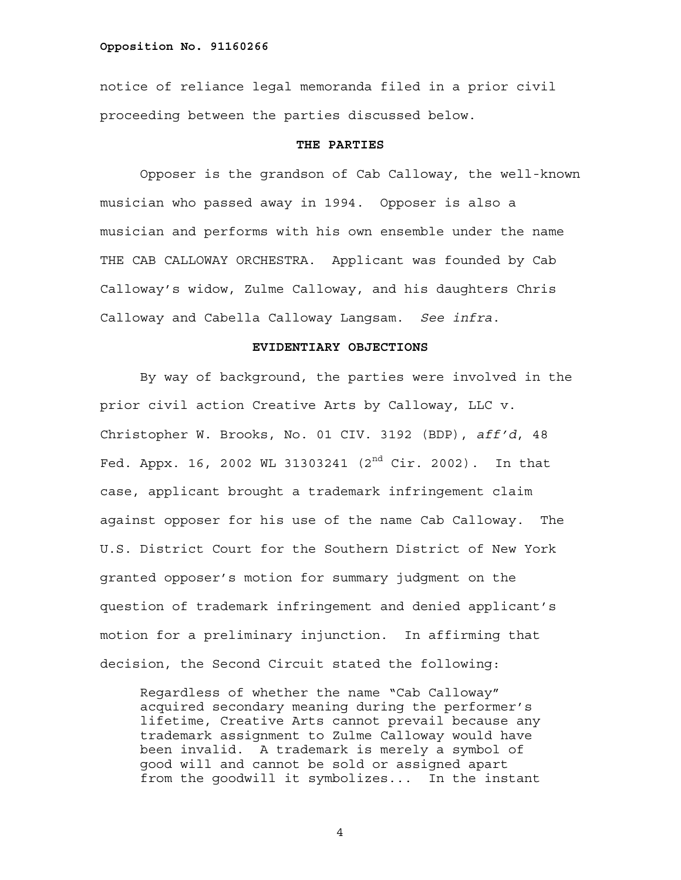notice of reliance legal memoranda filed in a prior civil proceeding between the parties discussed below.

**THE PARTIES**

Opposer is the grandson of Cab Calloway, the well-known musician who passed away in 1994. Opposer is also a musician and performs with his own ensemble under the name THE CAB CALLOWAY ORCHESTRA. Applicant was founded by Cab Calloway's widow, Zulme Calloway, and his daughters Chris Calloway and Cabella Calloway Langsam. *See infra.*

**EVIDENTIARY OBJECTIONS**

By way of background, the parties were involved in the prior civil action Creative Arts by Calloway, LLC v. Christopher W. Brooks, No. 01 CIV. 3192 (BDP), *aff'd*, 48 Fed. Appx. 16, 2002 WL 31303241 (2nd Cir. 2002). In that case, applicant brought a trademark infringement claim against opposer for his use of the name Cab Calloway. The U.S. District Court for the Southern District of New York granted opposer's motion for summary judgment on the question of trademark infringement and denied applicant's motion for a preliminary injunction. In affirming that decision, the Second Circuit stated the following:

> Regardless of whether the name "Cab Calloway" acquired secondary meaning during the performer's lifetime, Creative Arts cannot prevail because any trademark assignment to Zulme Calloway would have been invalid. A trademark is merely a symbol of good will and cannot be sold or assigned apart from the goodwill it symbolizes... In the instant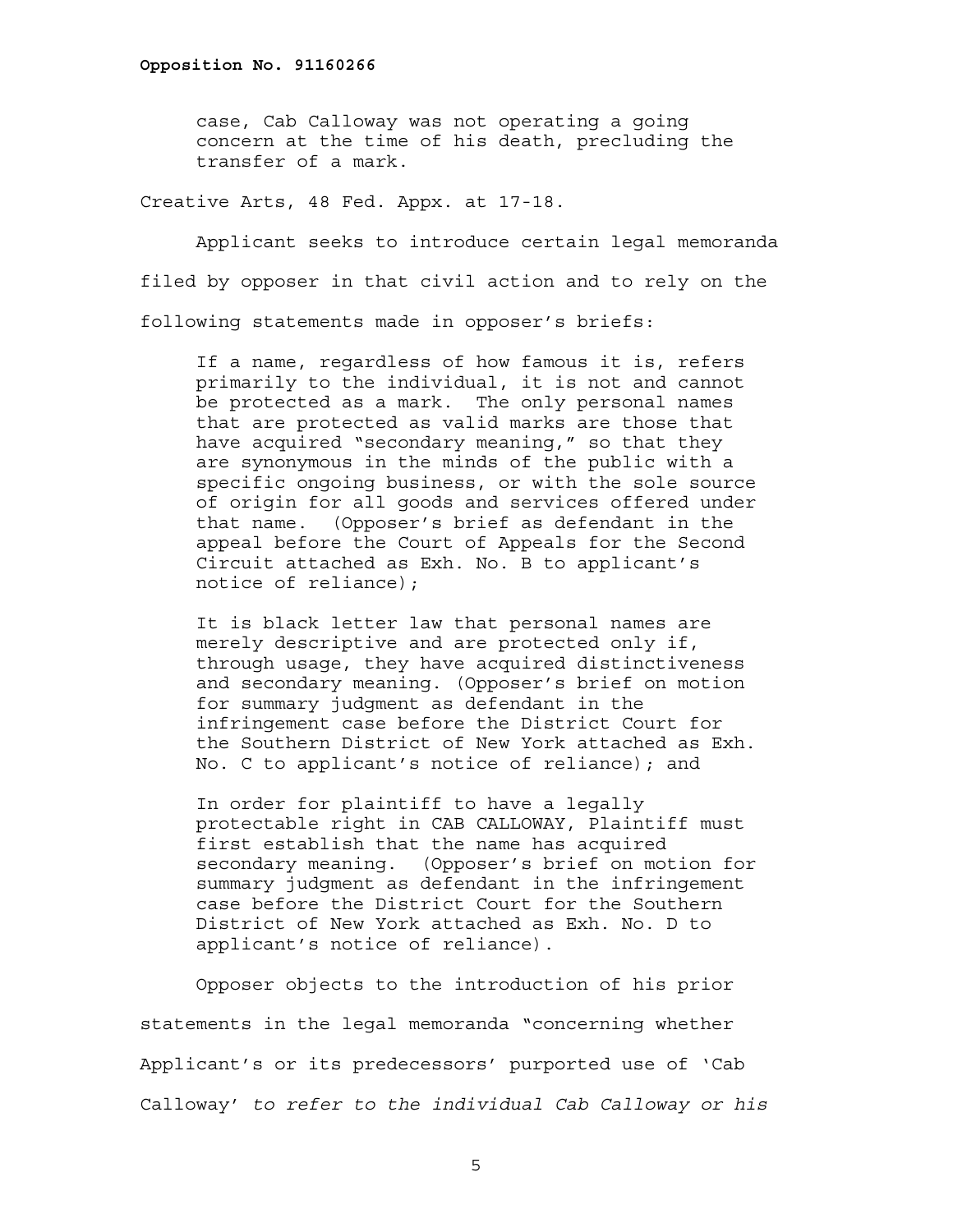case, Cab Calloway was not operating a going concern at the time of his death, precluding the transfer of a mark.

Creative Arts, 48 Fed. Appx. at 17-18.

Applicant seeks to introduce certain legal memoranda filed by opposer in that civil action and to rely on the following statements made in opposer's briefs:

> If a name, regardless of how famous it is, refers primarily to the individual, it is not and cannot be protected as a mark. The only personal names that are protected as valid marks are those that have acquired "secondary meaning," so that they are synonymous in the minds of the public with a specific ongoing business, or with the sole source of origin for all goods and services offered under that name. (Opposer's brief as defendant in the appeal before the Court of Appeals for the Second Circuit attached as Exh. No. B to applicant's notice of reliance);
>
> It is black letter law that personal names are merely descriptive and are protected only if, through usage, they have acquired distinctiveness and secondary meaning. (Opposer's brief on motion for summary judgment as defendant in the infringement case before the District Court for the Southern District of New York attached as Exh. No. C to applicant's notice of reliance); and
>
> In order for plaintiff to have a legally protectable right in CAB CALLOWAY, Plaintiff must first establish that the name has acquired secondary meaning. (Opposer's brief on motion for summary judgment as defendant in the infringement case before the District Court for the Southern District of New York attached as Exh. No. D to applicant's notice of reliance).

Opposer objects to the introduction of his prior statements in the legal memoranda "concerning whether Applicant's or its predecessors' purported use of 'Cab Calloway' *to refer to the individual Cab Calloway or his*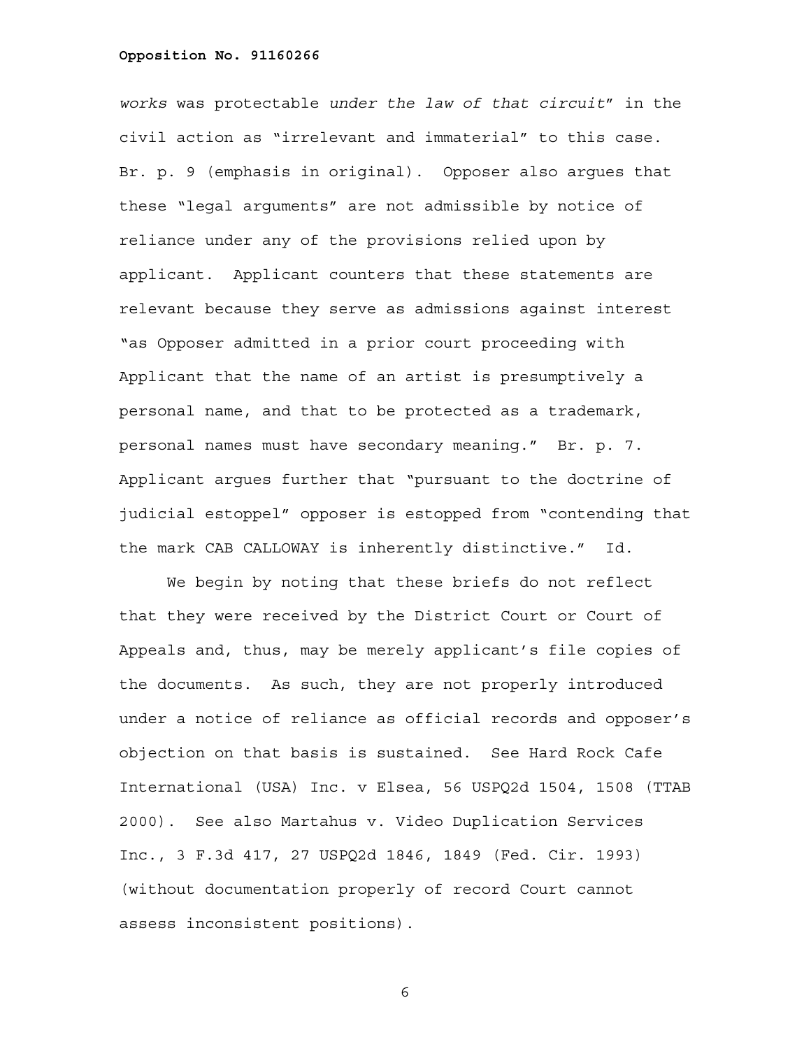*works* was protectable *under the law of that circuit*" in the civil action as "irrelevant and immaterial" to this case. Br. p. 9 (emphasis in original). Opposer also argues that these "legal arguments" are not admissible by notice of reliance under any of the provisions relied upon by applicant. Applicant counters that these statements are relevant because they serve as admissions against interest "as Opposer admitted in a prior court proceeding with Applicant that the name of an artist is presumptively a personal name, and that to be protected as a trademark, personal names must have secondary meaning." Br. p. 7. Applicant argues further that "pursuant to the doctrine of judicial estoppel" opposer is estopped from "contending that the mark CAB CALLOWAY is inherently distinctive." Id.

We begin by noting that these briefs do not reflect that they were received by the District Court or Court of Appeals and, thus, may be merely applicant's file copies of the documents. As such, they are not properly introduced under a notice of reliance as official records and opposer's objection on that basis is sustained. See Hard Rock Cafe International (USA) Inc. v Elsea, 56 USPQ2d 1504, 1508 (TTAB 2000). See also Martahus v. Video Duplication Services Inc., 3 F.3d 417, 27 USPQ2d 1846, 1849 (Fed. Cir. 1993) (without documentation properly of record Court cannot assess inconsistent positions).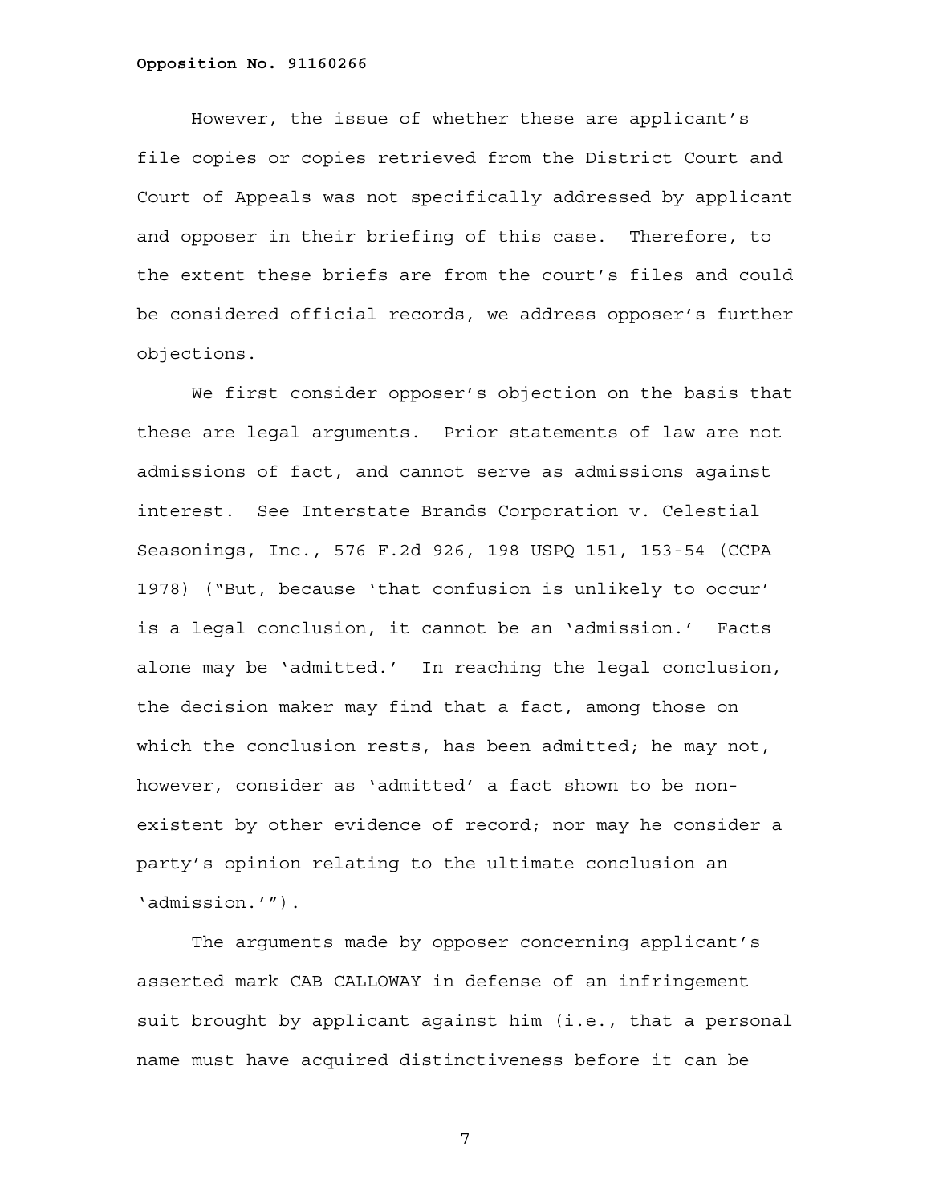However, the issue of whether these are applicant's file copies or copies retrieved from the District Court and Court of Appeals was not specifically addressed by applicant and opposer in their briefing of this case. Therefore, to the extent these briefs are from the court's files and could be considered official records, we address opposer's further objections.

We first consider opposer's objection on the basis that these are legal arguments. Prior statements of law are not admissions of fact, and cannot serve as admissions against interest. See Interstate Brands Corporation v. Celestial Seasonings, Inc., 576 F.2d 926, 198 USPQ 151, 153-54 (CCPA 1978) ("But, because 'that confusion is unlikely to occur' is a legal conclusion, it cannot be an 'admission.' Facts alone may be 'admitted.' In reaching the legal conclusion, the decision maker may find that a fact, among those on which the conclusion rests, has been admitted; he may not, however, consider as 'admitted' a fact shown to be non-existent by other evidence of record; nor may he consider a party's opinion relating to the ultimate conclusion an 'admission.'").

The arguments made by opposer concerning applicant's asserted mark CAB CALLOWAY in defense of an infringement suit brought by applicant against him (i.e., that a personal name must have acquired distinctiveness before it can be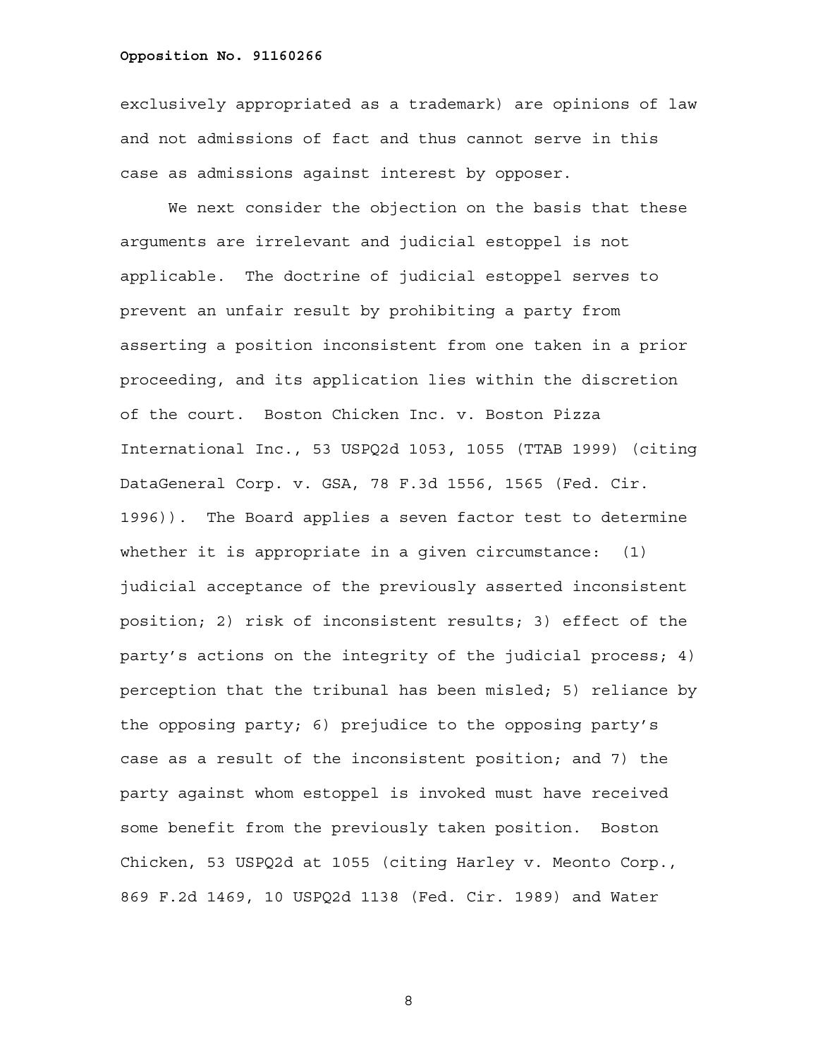exclusively appropriated as a trademark) are opinions of law and not admissions of fact and thus cannot serve in this case as admissions against interest by opposer.

We next consider the objection on the basis that these arguments are irrelevant and judicial estoppel is not applicable. The doctrine of judicial estoppel serves to prevent an unfair result by prohibiting a party from asserting a position inconsistent from one taken in a prior proceeding, and its application lies within the discretion of the court. Boston Chicken Inc. v. Boston Pizza International Inc., 53 USPQ2d 1053, 1055 (TTAB 1999) (citing DataGeneral Corp. v. GSA, 78 F.3d 1556, 1565 (Fed. Cir. 1996)). The Board applies a seven factor test to determine whether it is appropriate in a given circumstance: (1) judicial acceptance of the previously asserted inconsistent position; 2) risk of inconsistent results; 3) effect of the party's actions on the integrity of the judicial process; 4) perception that the tribunal has been misled; 5) reliance by the opposing party; 6) prejudice to the opposing party's case as a result of the inconsistent position; and 7) the party against whom estoppel is invoked must have received some benefit from the previously taken position. Boston Chicken, 53 USPQ2d at 1055 (citing Harley v. Meonto Corp., 869 F.2d 1469, 10 USPQ2d 1138 (Fed. Cir. 1989) and Water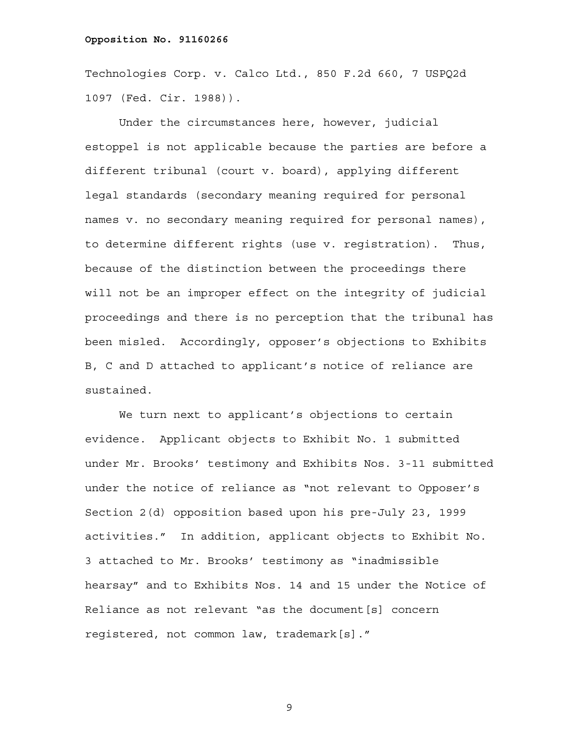Technologies Corp. v. Calco Ltd., 850 F.2d 660, 7 USPQ2d 1097 (Fed. Cir. 1988)).

Under the circumstances here, however, judicial estoppel is not applicable because the parties are before a different tribunal (court v. board), applying different legal standards (secondary meaning required for personal names v. no secondary meaning required for personal names), to determine different rights (use v. registration). Thus, because of the distinction between the proceedings there will not be an improper effect on the integrity of judicial proceedings and there is no perception that the tribunal has been misled. Accordingly, opposer's objections to Exhibits B, C and D attached to applicant's notice of reliance are sustained.

We turn next to applicant's objections to certain evidence. Applicant objects to Exhibit No. 1 submitted under Mr. Brooks' testimony and Exhibits Nos. 3-11 submitted under the notice of reliance as "not relevant to Opposer's Section 2(d) opposition based upon his pre-July 23, 1999 activities." In addition, applicant objects to Exhibit No. 3 attached to Mr. Brooks' testimony as "inadmissible hearsay" and to Exhibits Nos. 14 and 15 under the Notice of Reliance as not relevant "as the document[s] concern registered, not common law, trademark[s]."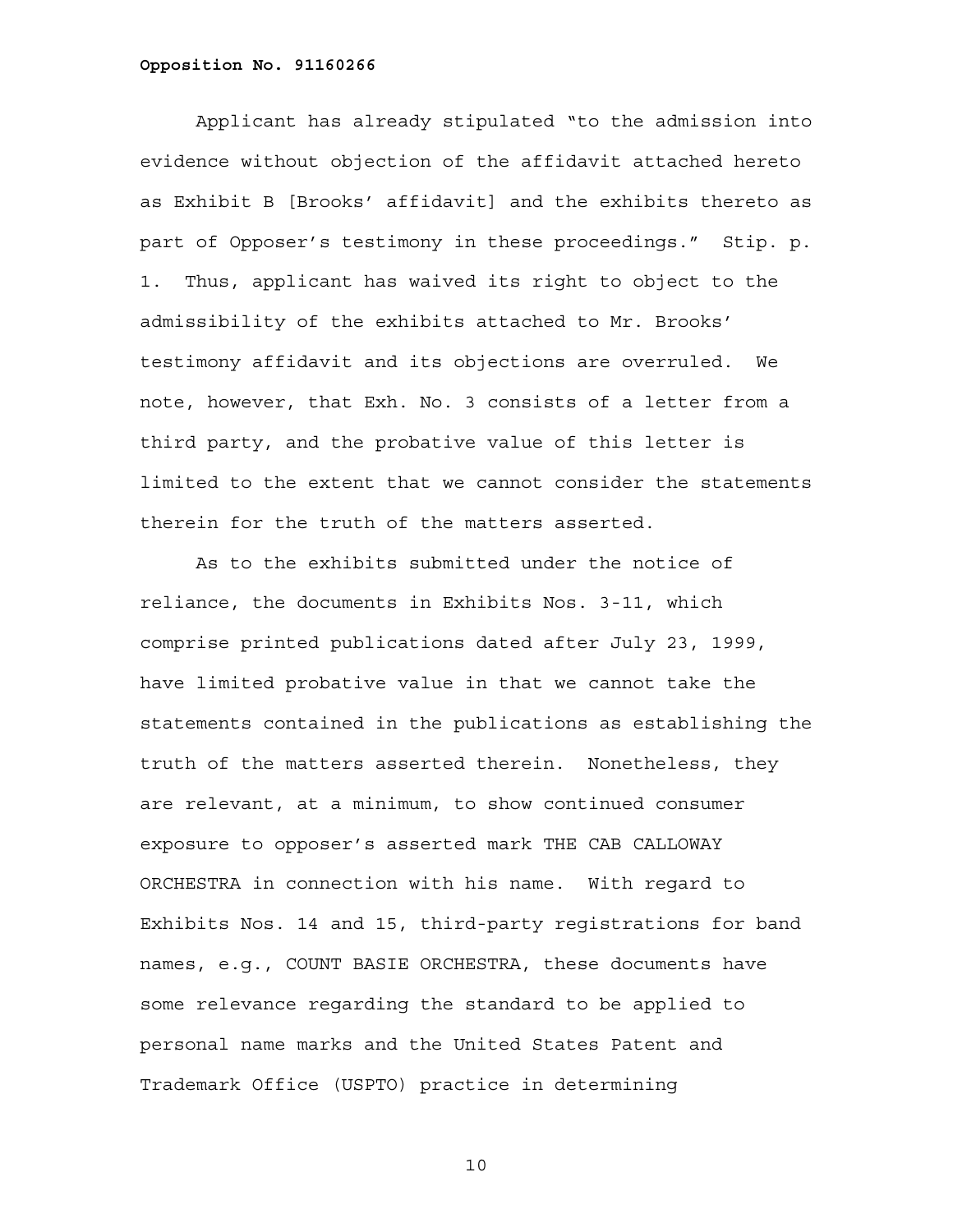Applicant has already stipulated "to the admission into evidence without objection of the affidavit attached hereto as Exhibit B [Brooks' affidavit] and the exhibits thereto as part of Opposer's testimony in these proceedings." Stip. p. 1. Thus, applicant has waived its right to object to the admissibility of the exhibits attached to Mr. Brooks' testimony affidavit and its objections are overruled. We note, however, that Exh. No. 3 consists of a letter from a third party, and the probative value of this letter is limited to the extent that we cannot consider the statements therein for the truth of the matters asserted.

As to the exhibits submitted under the notice of reliance, the documents in Exhibits Nos. 3-11, which comprise printed publications dated after July 23, 1999, have limited probative value in that we cannot take the statements contained in the publications as establishing the truth of the matters asserted therein. Nonetheless, they are relevant, at a minimum, to show continued consumer exposure to opposer's asserted mark THE CAB CALLOWAY ORCHESTRA in connection with his name. With regard to Exhibits Nos. 14 and 15, third-party registrations for band names, e.g., COUNT BASIE ORCHESTRA, these documents have some relevance regarding the standard to be applied to personal name marks and the United States Patent and Trademark Office (USPTO) practice in determining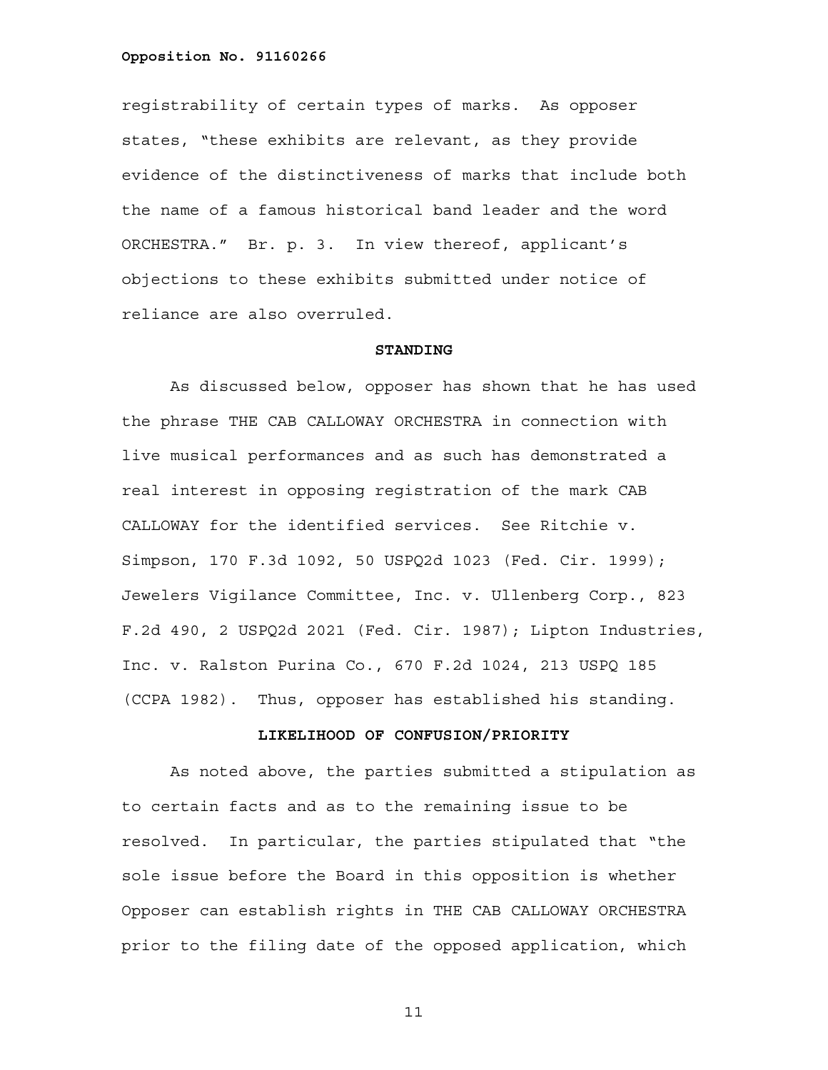registrability of certain types of marks. As opposer states, "these exhibits are relevant, as they provide evidence of the distinctiveness of marks that include both the name of a famous historical band leader and the word ORCHESTRA." Br. p. 3. In view thereof, applicant's objections to these exhibits submitted under notice of reliance are also overruled.

**STANDING**

As discussed below, opposer has shown that he has used the phrase THE CAB CALLOWAY ORCHESTRA in connection with live musical performances and as such has demonstrated a real interest in opposing registration of the mark CAB CALLOWAY for the identified services. See Ritchie v. Simpson, 170 F.3d 1092, 50 USPQ2d 1023 (Fed. Cir. 1999); Jewelers Vigilance Committee, Inc. v. Ullenberg Corp., 823 F.2d 490, 2 USPQ2d 2021 (Fed. Cir. 1987); Lipton Industries, Inc. v. Ralston Purina Co., 670 F.2d 1024, 213 USPQ 185 (CCPA 1982). Thus, opposer has established his standing.

**LIKELIHOOD OF CONFUSION/PRIORITY**

As noted above, the parties submitted a stipulation as to certain facts and as to the remaining issue to be resolved. In particular, the parties stipulated that "the sole issue before the Board in this opposition is whether Opposer can establish rights in THE CAB CALLOWAY ORCHESTRA prior to the filing date of the opposed application, which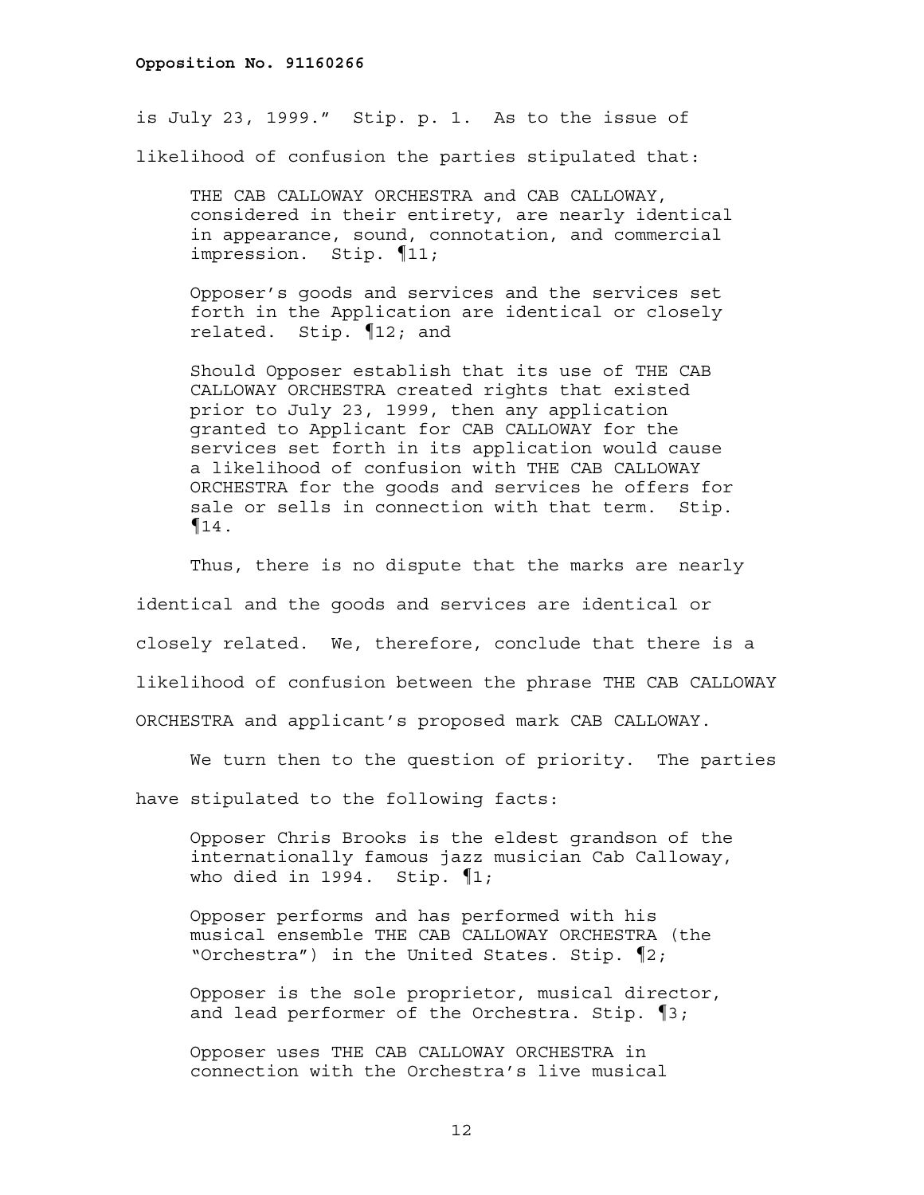is July 23, 1999." Stip. p. 1. As to the issue of likelihood of confusion the parties stipulated that:

> THE CAB CALLOWAY ORCHESTRA and CAB CALLOWAY, considered in their entirety, are nearly identical in appearance, sound, connotation, and commercial impression. Stip. ¶11;
>
> Opposer's goods and services and the services set forth in the Application are identical or closely related. Stip. ¶12; and
>
> Should Opposer establish that its use of THE CAB CALLOWAY ORCHESTRA created rights that existed prior to July 23, 1999, then any application granted to Applicant for CAB CALLOWAY for the services set forth in its application would cause a likelihood of confusion with THE CAB CALLOWAY ORCHESTRA for the goods and services he offers for sale or sells in connection with that term. Stip. ¶14.

Thus, there is no dispute that the marks are nearly identical and the goods and services are identical or closely related. We, therefore, conclude that there is a likelihood of confusion between the phrase THE CAB CALLOWAY ORCHESTRA and applicant's proposed mark CAB CALLOWAY.

We turn then to the question of priority. The parties have stipulated to the following facts:

> Opposer Chris Brooks is the eldest grandson of the internationally famous jazz musician Cab Calloway, who died in 1994. Stip. ¶1;
>
> Opposer performs and has performed with his musical ensemble THE CAB CALLOWAY ORCHESTRA (the "Orchestra") in the United States. Stip. ¶2;
>
> Opposer is the sole proprietor, musical director, and lead performer of the Orchestra. Stip. ¶3;
>
> Opposer uses THE CAB CALLOWAY ORCHESTRA in connection with the Orchestra's live musical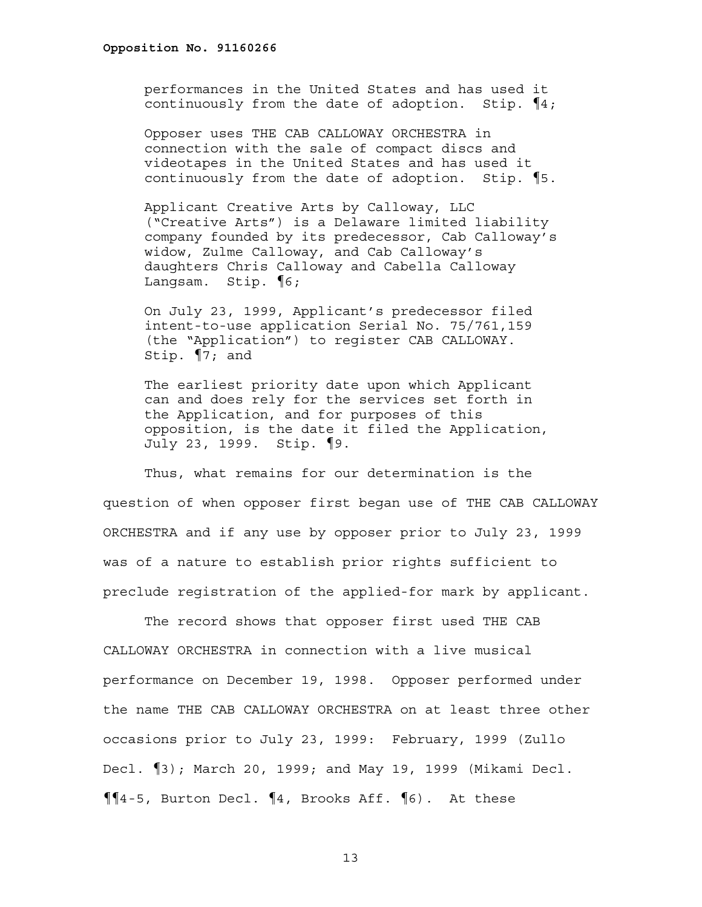performances in the United States and has used it continuously from the date of adoption. Stip. ¶4;

Opposer uses THE CAB CALLOWAY ORCHESTRA in connection with the sale of compact discs and videotapes in the United States and has used it continuously from the date of adoption. Stip. ¶5.

Applicant Creative Arts by Calloway, LLC ("Creative Arts") is a Delaware limited liability company founded by its predecessor, Cab Calloway's widow, Zulme Calloway, and Cab Calloway's daughters Chris Calloway and Cabella Calloway Langsam. Stip. ¶6;

On July 23, 1999, Applicant's predecessor filed intent-to-use application Serial No. 75/761,159 (the "Application") to register CAB CALLOWAY. Stip. ¶7; and

The earliest priority date upon which Applicant can and does rely for the services set forth in the Application, and for purposes of this opposition, is the date it filed the Application, July 23, 1999. Stip. ¶9.

Thus, what remains for our determination is the question of when opposer first began use of THE CAB CALLOWAY ORCHESTRA and if any use by opposer prior to July 23, 1999 was of a nature to establish prior rights sufficient to preclude registration of the applied-for mark by applicant.

The record shows that opposer first used THE CAB CALLOWAY ORCHESTRA in connection with a live musical performance on December 19, 1998. Opposer performed under the name THE CAB CALLOWAY ORCHESTRA on at least three other occasions prior to July 23, 1999: February, 1999 (Zullo Decl. ¶3); March 20, 1999; and May 19, 1999 (Mikami Decl. ¶¶4-5, Burton Decl. ¶4, Brooks Aff. ¶6). At these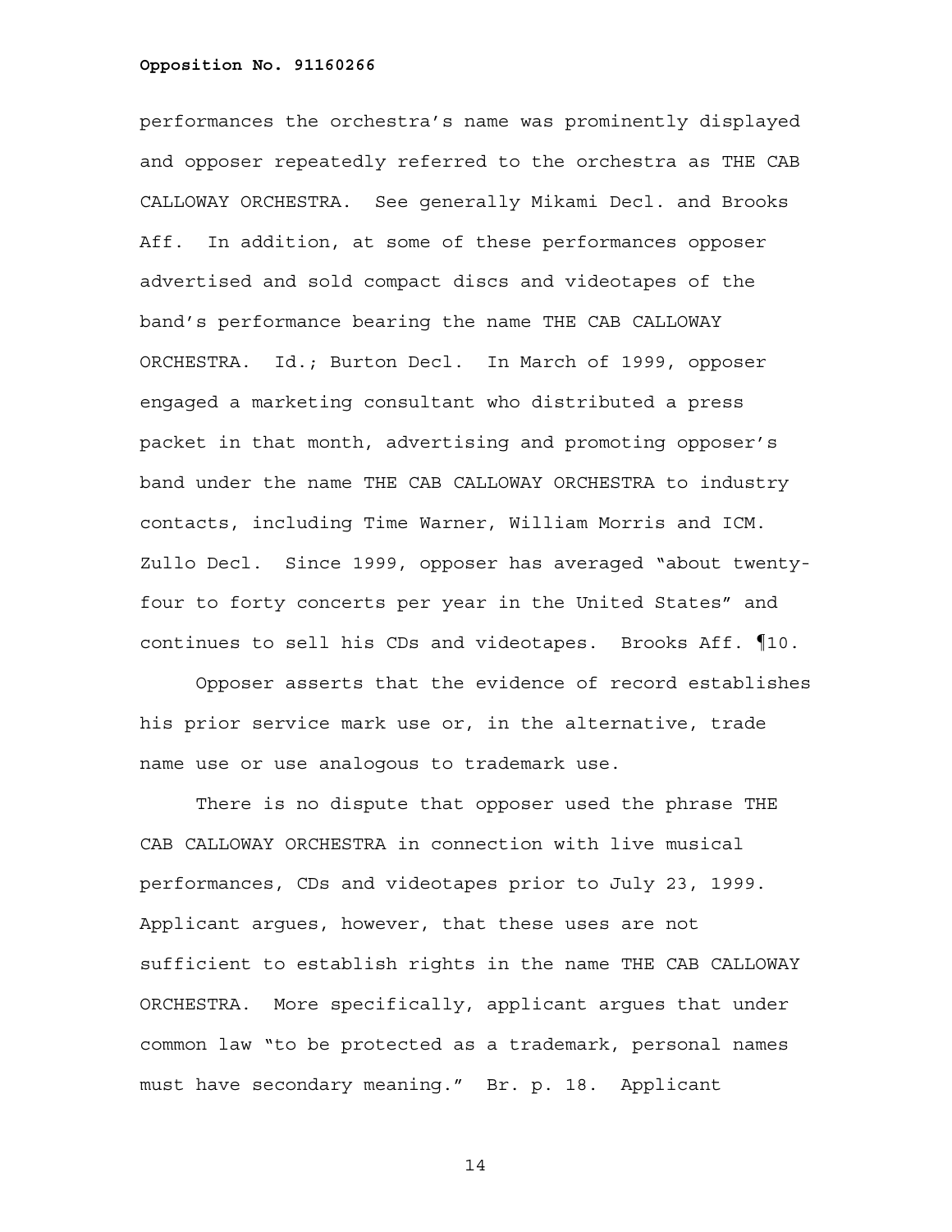performances the orchestra's name was prominently displayed and opposer repeatedly referred to the orchestra as THE CAB CALLOWAY ORCHESTRA. See generally Mikami Decl. and Brooks Aff. In addition, at some of these performances opposer advertised and sold compact discs and videotapes of the band's performance bearing the name THE CAB CALLOWAY ORCHESTRA. Id.; Burton Decl. In March of 1999, opposer engaged a marketing consultant who distributed a press packet in that month, advertising and promoting opposer's band under the name THE CAB CALLOWAY ORCHESTRA to industry contacts, including Time Warner, William Morris and ICM. Zullo Decl. Since 1999, opposer has averaged "about twenty-four to forty concerts per year in the United States" and continues to sell his CDs and videotapes. Brooks Aff. ¶10.

Opposer asserts that the evidence of record establishes his prior service mark use or, in the alternative, trade name use or use analogous to trademark use.

There is no dispute that opposer used the phrase THE CAB CALLOWAY ORCHESTRA in connection with live musical performances, CDs and videotapes prior to July 23, 1999. Applicant argues, however, that these uses are not sufficient to establish rights in the name THE CAB CALLOWAY ORCHESTRA. More specifically, applicant argues that under common law "to be protected as a trademark, personal names must have secondary meaning." Br. p. 18. Applicant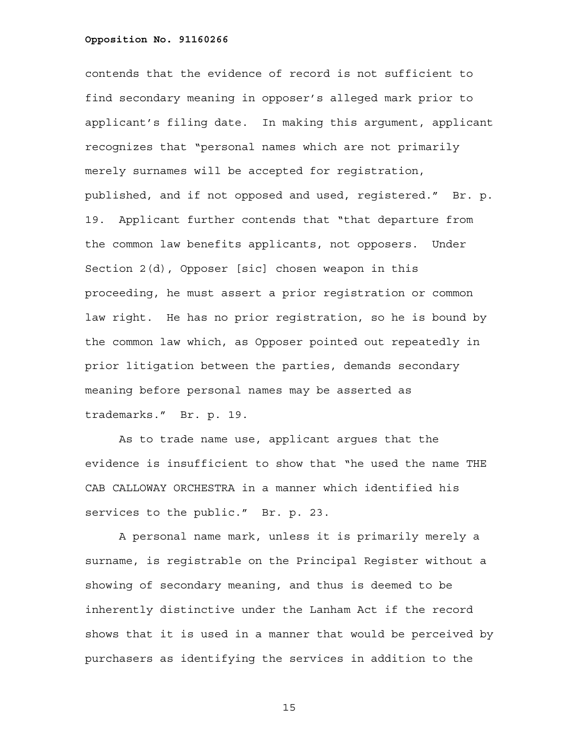contends that the evidence of record is not sufficient to find secondary meaning in opposer's alleged mark prior to applicant's filing date. In making this argument, applicant recognizes that "personal names which are not primarily merely surnames will be accepted for registration, published, and if not opposed and used, registered." Br. p. 19. Applicant further contends that "that departure from the common law benefits applicants, not opposers. Under Section 2(d), Opposer [sic] chosen weapon in this proceeding, he must assert a prior registration or common law right. He has no prior registration, so he is bound by the common law which, as Opposer pointed out repeatedly in prior litigation between the parties, demands secondary meaning before personal names may be asserted as trademarks." Br. p. 19.

As to trade name use, applicant argues that the evidence is insufficient to show that "he used the name THE CAB CALLOWAY ORCHESTRA in a manner which identified his services to the public." Br. p. 23.

A personal name mark, unless it is primarily merely a surname, is registrable on the Principal Register without a showing of secondary meaning, and thus is deemed to be inherently distinctive under the Lanham Act if the record shows that it is used in a manner that would be perceived by purchasers as identifying the services in addition to the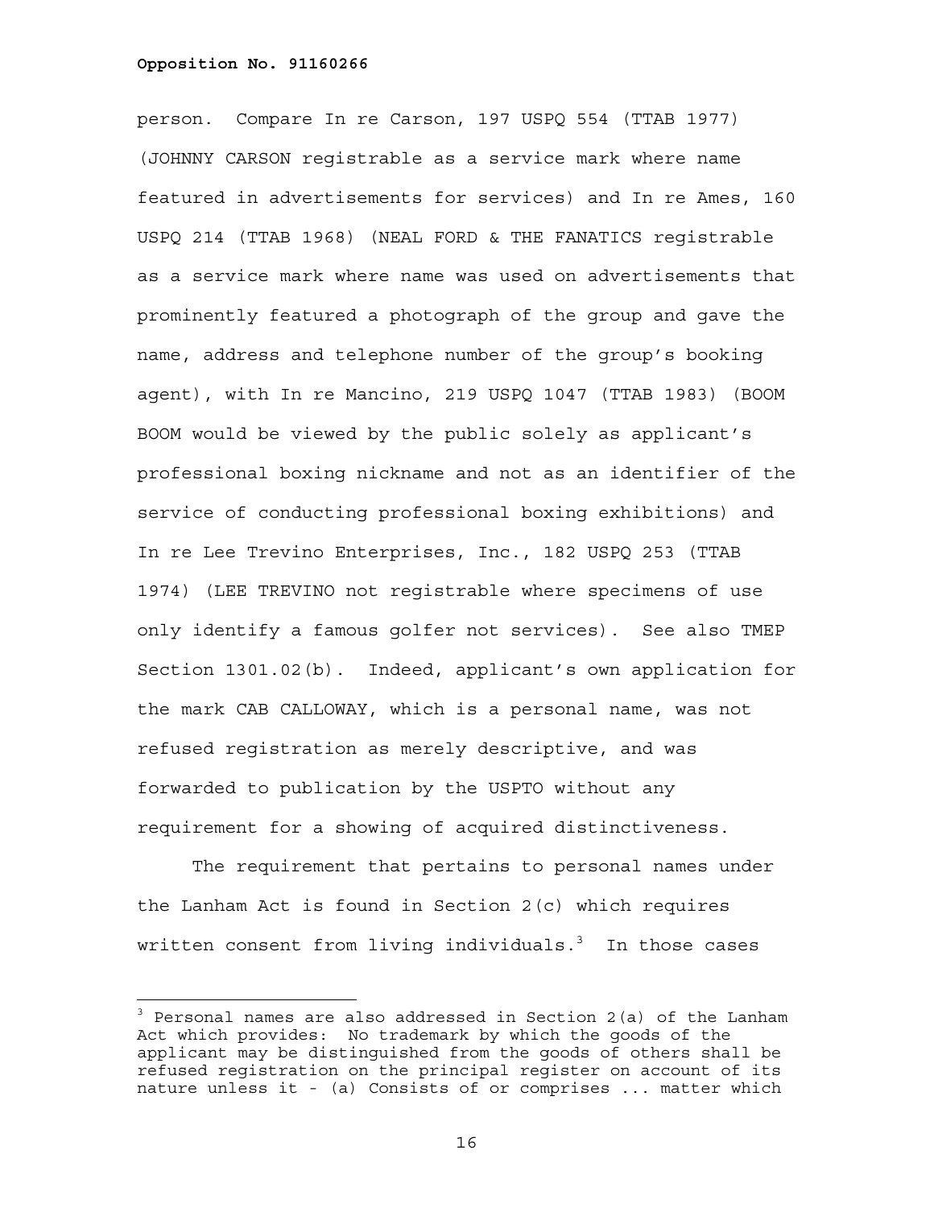person. Compare In re Carson, 197 USPQ 554 (TTAB 1977) (JOHNNY CARSON registrable as a service mark where name featured in advertisements for services) and In re Ames, 160 USPQ 214 (TTAB 1968) (NEAL FORD & THE FANATICS registrable as a service mark where name was used on advertisements that prominently featured a photograph of the group and gave the name, address and telephone number of the group's booking agent), with In re Mancino, 219 USPQ 1047 (TTAB 1983) (BOOM BOOM would be viewed by the public solely as applicant's professional boxing nickname and not as an identifier of the service of conducting professional boxing exhibitions) and In re Lee Trevino Enterprises, Inc., 182 USPQ 253 (TTAB 1974) (LEE TREVINO not registrable where specimens of use only identify a famous golfer not services). See also TMEP Section 1301.02(b). Indeed, applicant's own application for the mark CAB CALLOWAY, which is a personal name, was not refused registration as merely descriptive, and was forwarded to publication by the USPTO without any requirement for a showing of acquired distinctiveness.

The requirement that pertains to personal names under the Lanham Act is found in Section 2(c) which requires written consent from living individuals.[3] In those cases

---

[3] Personal names are also addressed in Section 2(a) of the Lanham Act which provides: No trademark by which the goods of the applicant may be distinguished from the goods of others shall be refused registration on the principal register on account of its nature unless it - (a) Consists of or comprises ... matter which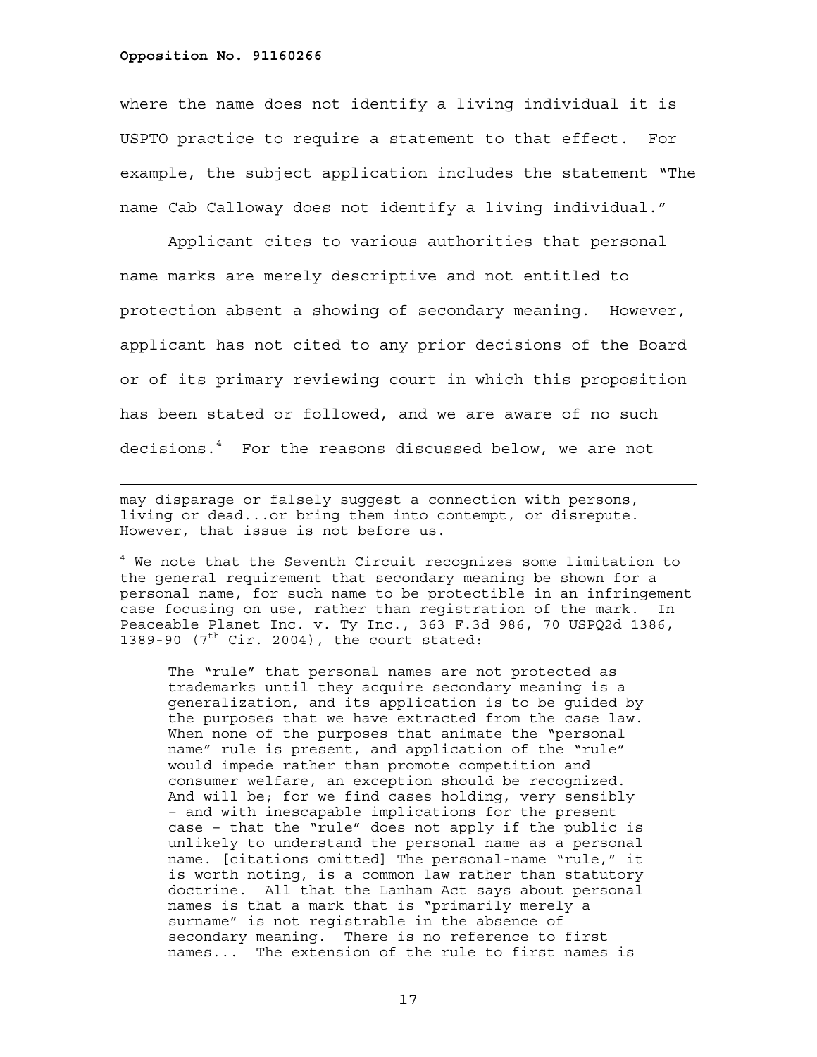where the name does not identify a living individual it is USPTO practice to require a statement to that effect. For example, the subject application includes the statement "The name Cab Calloway does not identify a living individual."

Applicant cites to various authorities that personal name marks are merely descriptive and not entitled to protection absent a showing of secondary meaning. However, applicant has not cited to any prior decisions of the Board or of its primary reviewing court in which this proposition has been stated or followed, and we are aware of no such decisions.[4] For the reasons discussed below, we are not

---

may disparage or falsely suggest a connection with persons, living or dead...or bring them into contempt, or disrepute. However, that issue is not before us.

[4] We note that the Seventh Circuit recognizes some limitation to the general requirement that secondary meaning be shown for a personal name, for such name to be protectible in an infringement case focusing on use, rather than registration of the mark. In Peaceable Planet Inc. v. Ty Inc., 363 F.3d 986, 70 USPQ2d 1386, 1389-90 (7th Cir. 2004), the court stated:

> The "rule" that personal names are not protected as trademarks until they acquire secondary meaning is a generalization, and its application is to be guided by the purposes that we have extracted from the case law. When none of the purposes that animate the "personal name" rule is present, and application of the "rule" would impede rather than promote competition and consumer welfare, an exception should be recognized. And will be; for we find cases holding, very sensibly – and with inescapable implications for the present case – that the "rule" does not apply if the public is unlikely to understand the personal name as a personal name. [citations omitted] The personal-name "rule," it is worth noting, is a common law rather than statutory doctrine. All that the Lanham Act says about personal names is that a mark that is "primarily merely a surname" is not registrable in the absence of secondary meaning. There is no reference to first names... The extension of the rule to first names is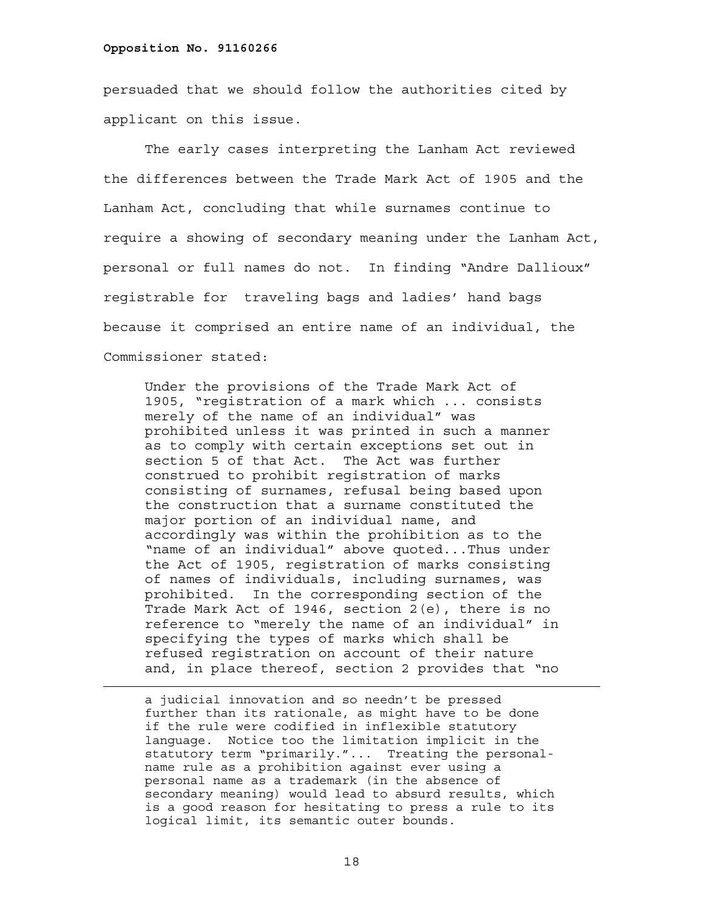persuaded that we should follow the authorities cited by applicant on this issue.

The early cases interpreting the Lanham Act reviewed the differences between the Trade Mark Act of 1905 and the Lanham Act, concluding that while surnames continue to require a showing of secondary meaning under the Lanham Act, personal or full names do not. In finding "Andre Dallioux" registrable for traveling bags and ladies' hand bags because it comprised an entire name of an individual, the Commissioner stated:

> Under the provisions of the Trade Mark Act of 1905, "registration of a mark which ... consists merely of the name of an individual" was prohibited unless it was printed in such a manner as to comply with certain exceptions set out in section 5 of that Act. The Act was further construed to prohibit registration of marks consisting of surnames, refusal being based upon the construction that a surname constituted the major portion of an individual name, and accordingly was within the prohibition as to the "name of an individual" above quoted...Thus under the Act of 1905, registration of marks consisting of names of individuals, including surnames, was prohibited. In the corresponding section of the Trade Mark Act of 1946, section 2(e), there is no reference to "merely the name of an individual" in specifying the types of marks which shall be refused registration on account of their nature and, in place thereof, section 2 provides that "no

---

a judicial innovation and so needn't be pressed further than its rationale, as might have to be done if the rule were codified in inflexible statutory language. Notice too the limitation implicit in the statutory term "primarily."... Treating the personal-name rule as a prohibition against ever using a personal name as a trademark (in the absence of secondary meaning) would lead to absurd results, which is a good reason for hesitating to press a rule to its logical limit, its semantic outer bounds.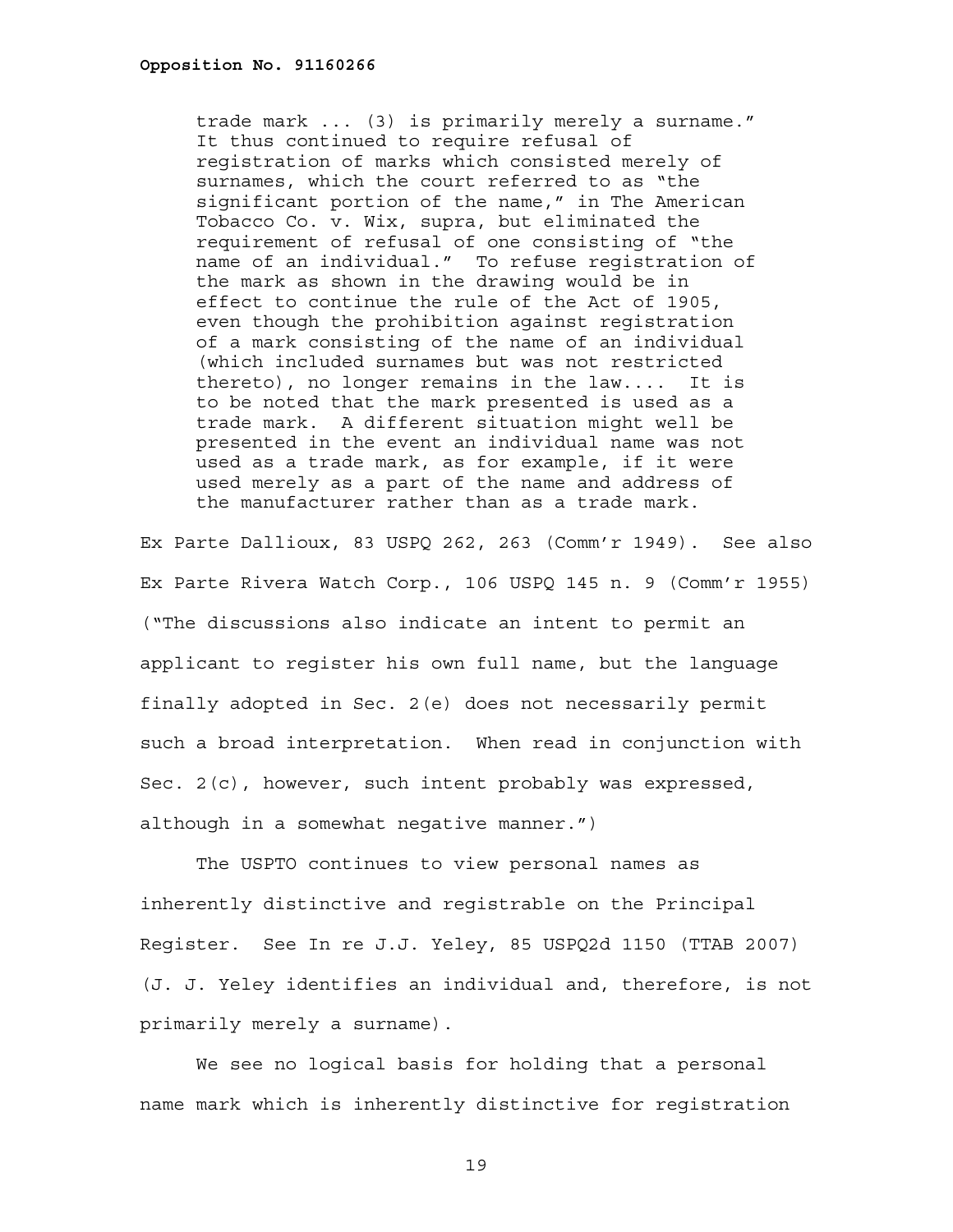> trade mark ... (3) is primarily merely a surname." It thus continued to require refusal of registration of marks which consisted merely of surnames, which the court referred to as "the significant portion of the name," in The American Tobacco Co. v. Wix, supra, but eliminated the requirement of refusal of one consisting of "the name of an individual." To refuse registration of the mark as shown in the drawing would be in effect to continue the rule of the Act of 1905, even though the prohibition against registration of a mark consisting of the name of an individual (which included surnames but was not restricted thereto), no longer remains in the law.... It is to be noted that the mark presented is used as a trade mark. A different situation might well be presented in the event an individual name was not used as a trade mark, as for example, if it were used merely as a part of the name and address of the manufacturer rather than as a trade mark.

Ex Parte Dallioux, 83 USPQ 262, 263 (Comm'r 1949). See also Ex Parte Rivera Watch Corp., 106 USPQ 145 n. 9 (Comm'r 1955) ("The discussions also indicate an intent to permit an applicant to register his own full name, but the language finally adopted in Sec. 2(e) does not necessarily permit such a broad interpretation. When read in conjunction with Sec. 2(c), however, such intent probably was expressed, although in a somewhat negative manner.")

The USPTO continues to view personal names as inherently distinctive and registrable on the Principal Register. See In re J.J. Yeley, 85 USPQ2d 1150 (TTAB 2007) (J. J. Yeley identifies an individual and, therefore, is not primarily merely a surname).

We see no logical basis for holding that a personal name mark which is inherently distinctive for registration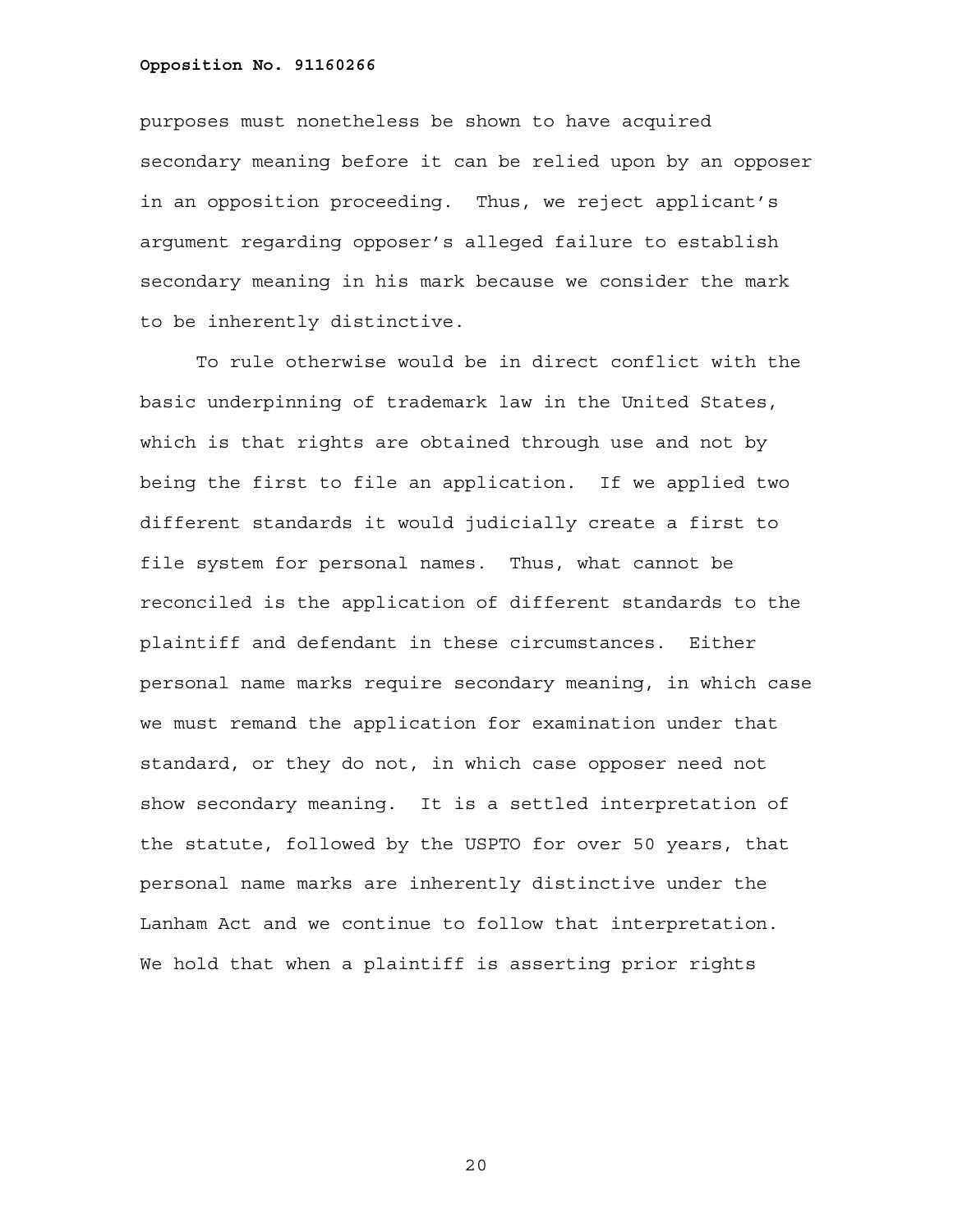purposes must nonetheless be shown to have acquired secondary meaning before it can be relied upon by an opposer in an opposition proceeding. Thus, we reject applicant's argument regarding opposer's alleged failure to establish secondary meaning in his mark because we consider the mark to be inherently distinctive.

To rule otherwise would be in direct conflict with the basic underpinning of trademark law in the United States, which is that rights are obtained through use and not by being the first to file an application. If we applied two different standards it would judicially create a first to file system for personal names. Thus, what cannot be reconciled is the application of different standards to the plaintiff and defendant in these circumstances. Either personal name marks require secondary meaning, in which case we must remand the application for examination under that standard, or they do not, in which case opposer need not show secondary meaning. It is a settled interpretation of the statute, followed by the USPTO for over 50 years, that personal name marks are inherently distinctive under the Lanham Act and we continue to follow that interpretation. We hold that when a plaintiff is asserting prior rights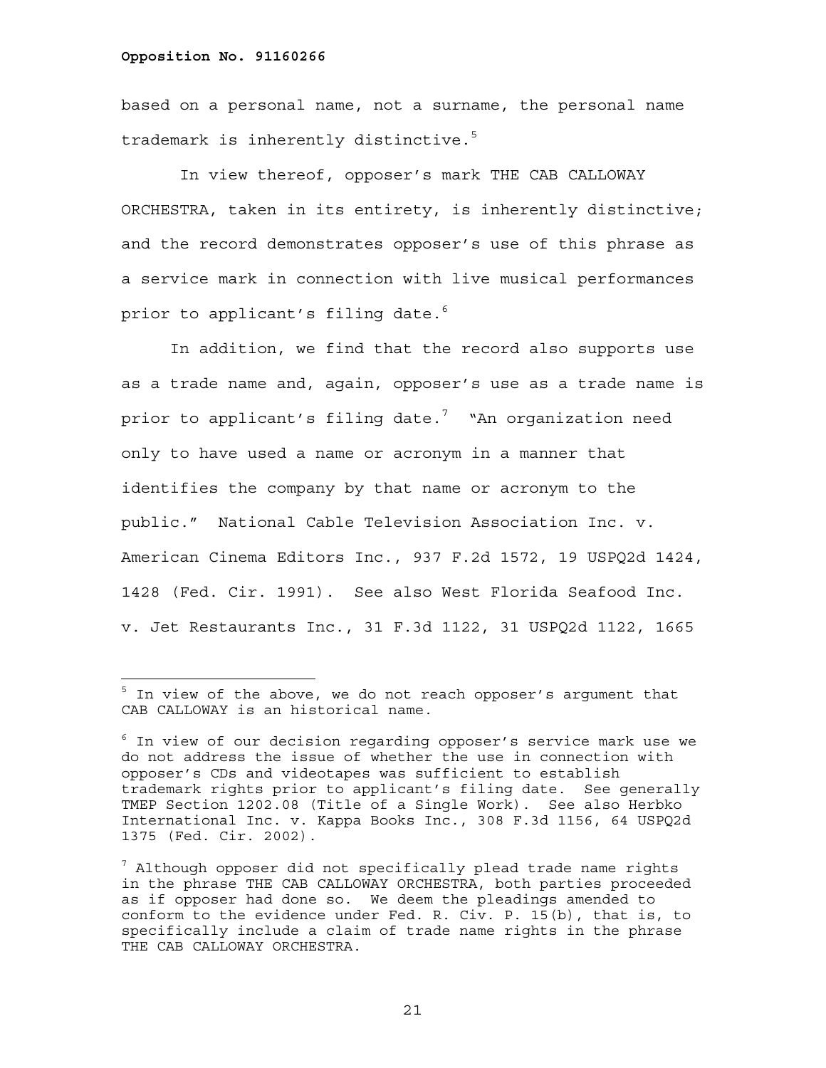based on a personal name, not a surname, the personal name trademark is inherently distinctive.[5]

In view thereof, opposer's mark THE CAB CALLOWAY ORCHESTRA, taken in its entirety, is inherently distinctive; and the record demonstrates opposer's use of this phrase as a service mark in connection with live musical performances prior to applicant's filing date.[6]

In addition, we find that the record also supports use as a trade name and, again, opposer's use as a trade name is prior to applicant's filing date.[7] "An organization need only to have used a name or acronym in a manner that identifies the company by that name or acronym to the public." National Cable Television Association Inc. v. American Cinema Editors Inc., 937 F.2d 1572, 19 USPQ2d 1424, 1428 (Fed. Cir. 1991). See also West Florida Seafood Inc. v. Jet Restaurants Inc., 31 F.3d 1122, 31 USPQ2d 1122, 1665

---

[5] In view of the above, we do not reach opposer's argument that CAB CALLOWAY is an historical name.

[6] In view of our decision regarding opposer's service mark use we do not address the issue of whether the use in connection with opposer's CDs and videotapes was sufficient to establish trademark rights prior to applicant's filing date. See generally TMEP Section 1202.08 (Title of a Single Work). See also Herbko International Inc. v. Kappa Books Inc., 308 F.3d 1156, 64 USPQ2d 1375 (Fed. Cir. 2002).

[7] Although opposer did not specifically plead trade name rights in the phrase THE CAB CALLOWAY ORCHESTRA, both parties proceeded as if opposer had done so. We deem the pleadings amended to conform to the evidence under Fed. R. Civ. P. 15(b), that is, to specifically include a claim of trade name rights in the phrase THE CAB CALLOWAY ORCHESTRA.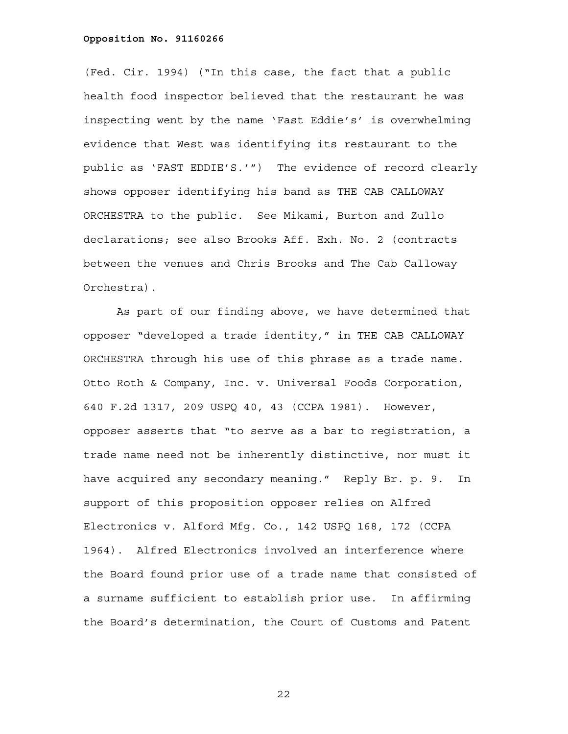(Fed. Cir. 1994) ("In this case, the fact that a public health food inspector believed that the restaurant he was inspecting went by the name 'Fast Eddie's' is overwhelming evidence that West was identifying its restaurant to the public as 'FAST EDDIE'S.'") The evidence of record clearly shows opposer identifying his band as THE CAB CALLOWAY ORCHESTRA to the public. See Mikami, Burton and Zullo declarations; see also Brooks Aff. Exh. No. 2 (contracts between the venues and Chris Brooks and The Cab Calloway Orchestra).

As part of our finding above, we have determined that opposer "developed a trade identity," in THE CAB CALLOWAY ORCHESTRA through his use of this phrase as a trade name. Otto Roth & Company, Inc. v. Universal Foods Corporation, 640 F.2d 1317, 209 USPQ 40, 43 (CCPA 1981). However, opposer asserts that "to serve as a bar to registration, a trade name need not be inherently distinctive, nor must it have acquired any secondary meaning." Reply Br. p. 9. In support of this proposition opposer relies on Alfred Electronics v. Alford Mfg. Co., 142 USPQ 168, 172 (CCPA 1964). Alfred Electronics involved an interference where the Board found prior use of a trade name that consisted of a surname sufficient to establish prior use. In affirming the Board's determination, the Court of Customs and Patent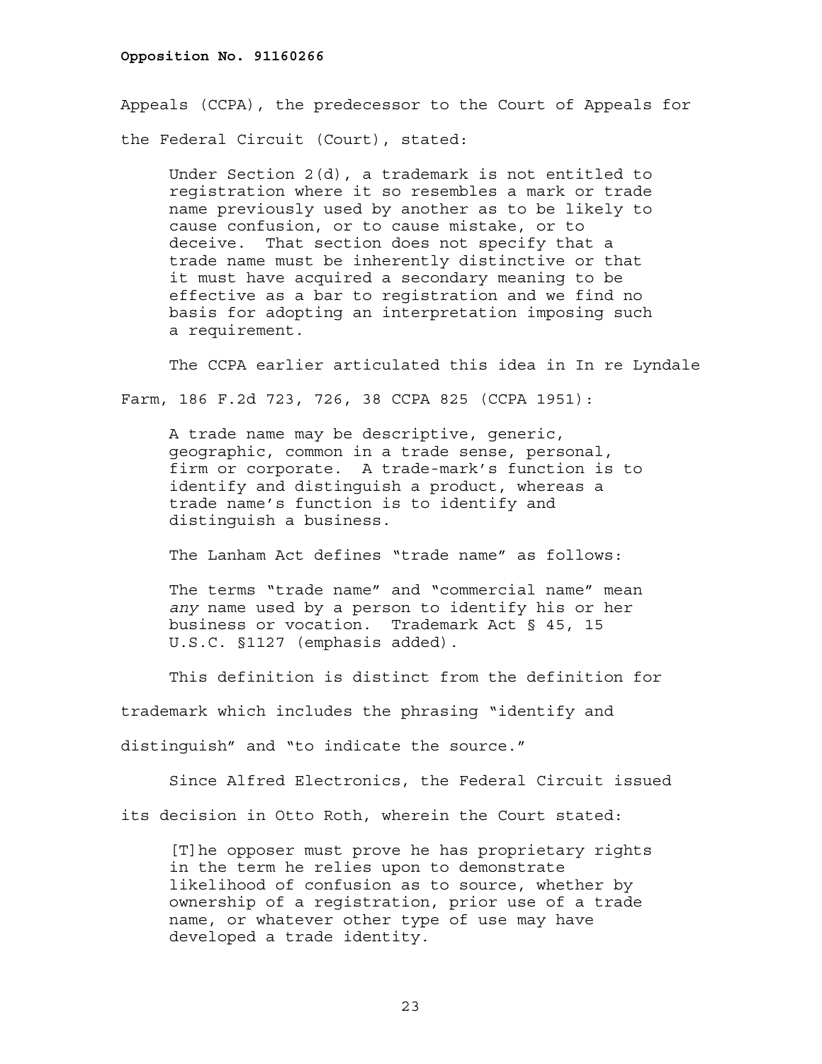Appeals (CCPA), the predecessor to the Court of Appeals for the Federal Circuit (Court), stated:

> Under Section 2(d), a trademark is not entitled to registration where it so resembles a mark or trade name previously used by another as to be likely to cause confusion, or to cause mistake, or to deceive. That section does not specify that a trade name must be inherently distinctive or that it must have acquired a secondary meaning to be effective as a bar to registration and we find no basis for adopting an interpretation imposing such a requirement.

The CCPA earlier articulated this idea in In re Lyndale Farm, 186 F.2d 723, 726, 38 CCPA 825 (CCPA 1951):

> A trade name may be descriptive, generic, geographic, common in a trade sense, personal, firm or corporate. A trade-mark's function is to identify and distinguish a product, whereas a trade name's function is to identify and distinguish a business.

The Lanham Act defines "trade name" as follows:

> The terms "trade name" and "commercial name" mean *any* name used by a person to identify his or her business or vocation. Trademark Act § 45, 15 U.S.C. §1127 (emphasis added).

This definition is distinct from the definition for trademark which includes the phrasing "identify and distinguish" and "to indicate the source."

Since Alfred Electronics, the Federal Circuit issued its decision in Otto Roth, wherein the Court stated:

> [T]he opposer must prove he has proprietary rights in the term he relies upon to demonstrate likelihood of confusion as to source, whether by ownership of a registration, prior use of a trade name, or whatever other type of use may have developed a trade identity.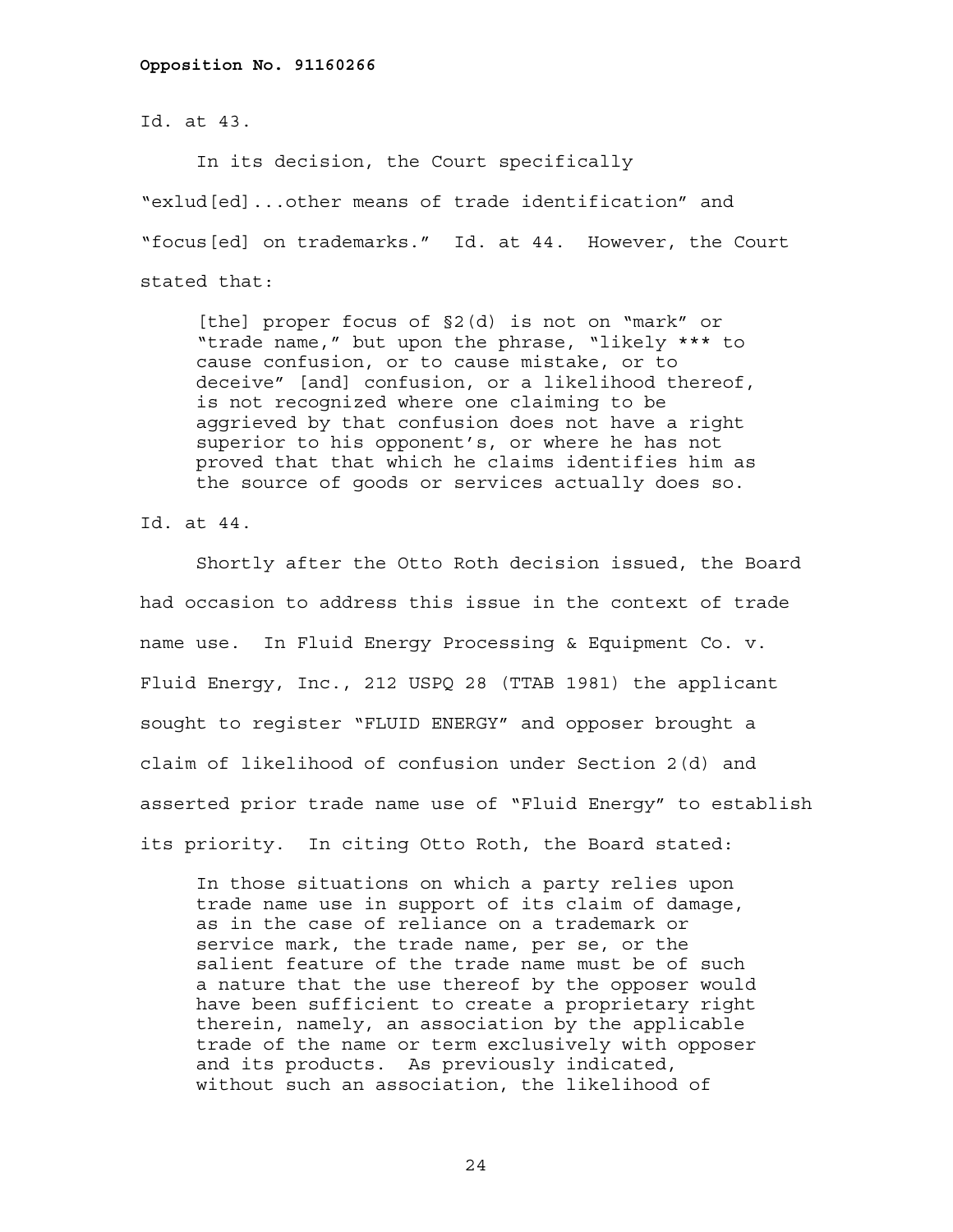Id. at 43.

In its decision, the Court specifically "exlud[ed]...other means of trade identification" and "focus[ed] on trademarks." Id. at 44. However, the Court stated that:

> [the] proper focus of §2(d) is not on "mark" or "trade name," but upon the phrase, "likely *** to cause confusion, or to cause mistake, or to deceive" [and] confusion, or a likelihood thereof, is not recognized where one claiming to be aggrieved by that confusion does not have a right superior to his opponent's, or where he has not proved that that which he claims identifies him as the source of goods or services actually does so.

Id. at 44.

Shortly after the Otto Roth decision issued, the Board had occasion to address this issue in the context of trade name use. In Fluid Energy Processing & Equipment Co. v. Fluid Energy, Inc., 212 USPQ 28 (TTAB 1981) the applicant sought to register "FLUID ENERGY" and opposer brought a claim of likelihood of confusion under Section 2(d) and asserted prior trade name use of "Fluid Energy" to establish its priority. In citing Otto Roth, the Board stated:

> In those situations on which a party relies upon trade name use in support of its claim of damage, as in the case of reliance on a trademark or service mark, the trade name, per se, or the salient feature of the trade name must be of such a nature that the use thereof by the opposer would have been sufficient to create a proprietary right therein, namely, an association by the applicable trade of the name or term exclusively with opposer and its products. As previously indicated, without such an association, the likelihood of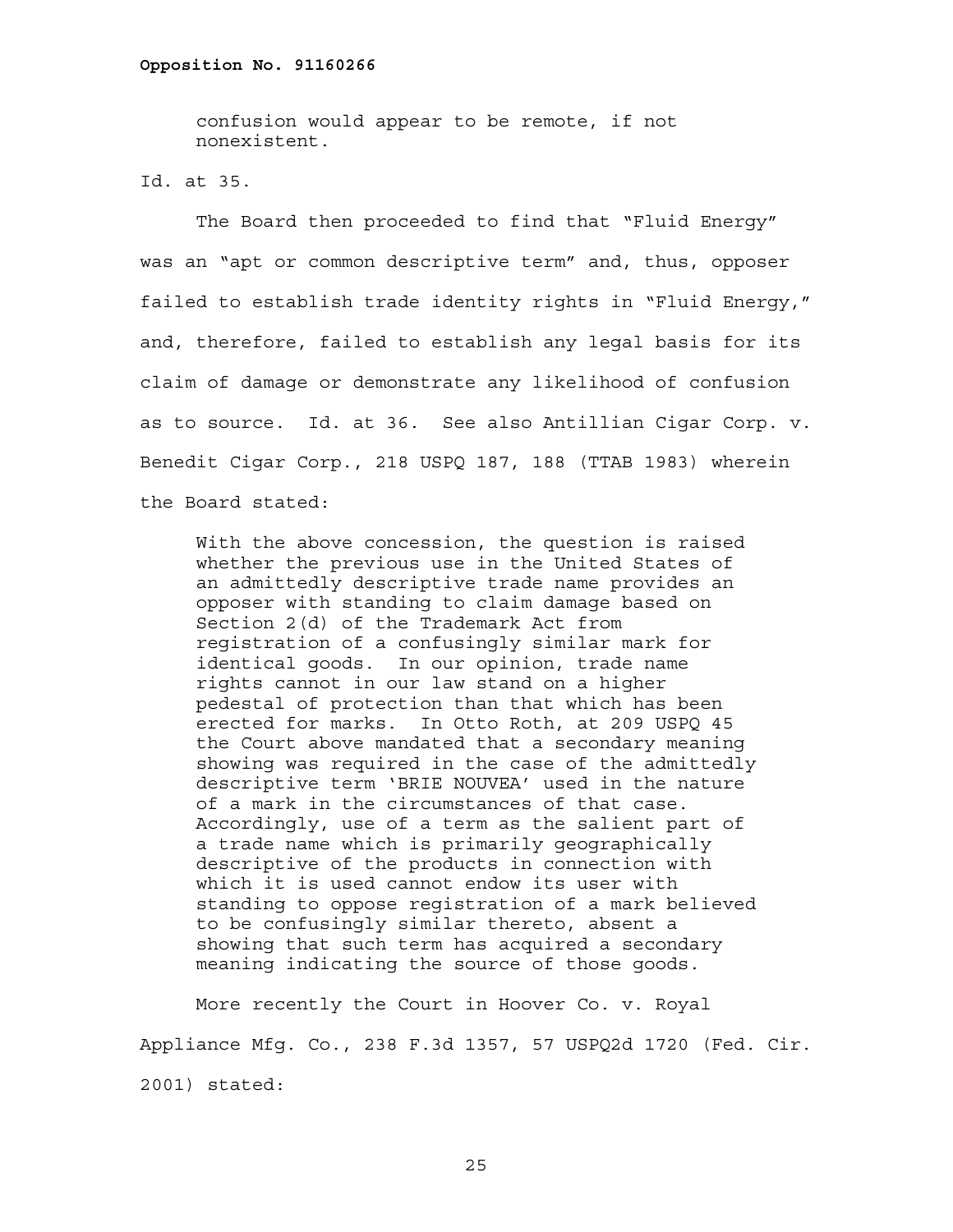> confusion would appear to be remote, if not nonexistent.

Id. at 35.

The Board then proceeded to find that "Fluid Energy" was an "apt or common descriptive term" and, thus, opposer failed to establish trade identity rights in "Fluid Energy," and, therefore, failed to establish any legal basis for its claim of damage or demonstrate any likelihood of confusion as to source. Id. at 36. See also Antillian Cigar Corp. v. Benedit Cigar Corp., 218 USPQ 187, 188 (TTAB 1983) wherein the Board stated:

> With the above concession, the question is raised whether the previous use in the United States of an admittedly descriptive trade name provides an opposer with standing to claim damage based on Section 2(d) of the Trademark Act from registration of a confusingly similar mark for identical goods. In our opinion, trade name rights cannot in our law stand on a higher pedestal of protection than that which has been erected for marks. In Otto Roth, at 209 USPQ 45 the Court above mandated that a secondary meaning showing was required in the case of the admittedly descriptive term 'BRIE NOUVEA' used in the nature of a mark in the circumstances of that case. Accordingly, use of a term as the salient part of a trade name which is primarily geographically descriptive of the products in connection with which it is used cannot endow its user with standing to oppose registration of a mark believed to be confusingly similar thereto, absent a showing that such term has acquired a secondary meaning indicating the source of those goods.

More recently the Court in Hoover Co. v. Royal Appliance Mfg. Co., 238 F.3d 1357, 57 USPQ2d 1720 (Fed. Cir. 2001) stated: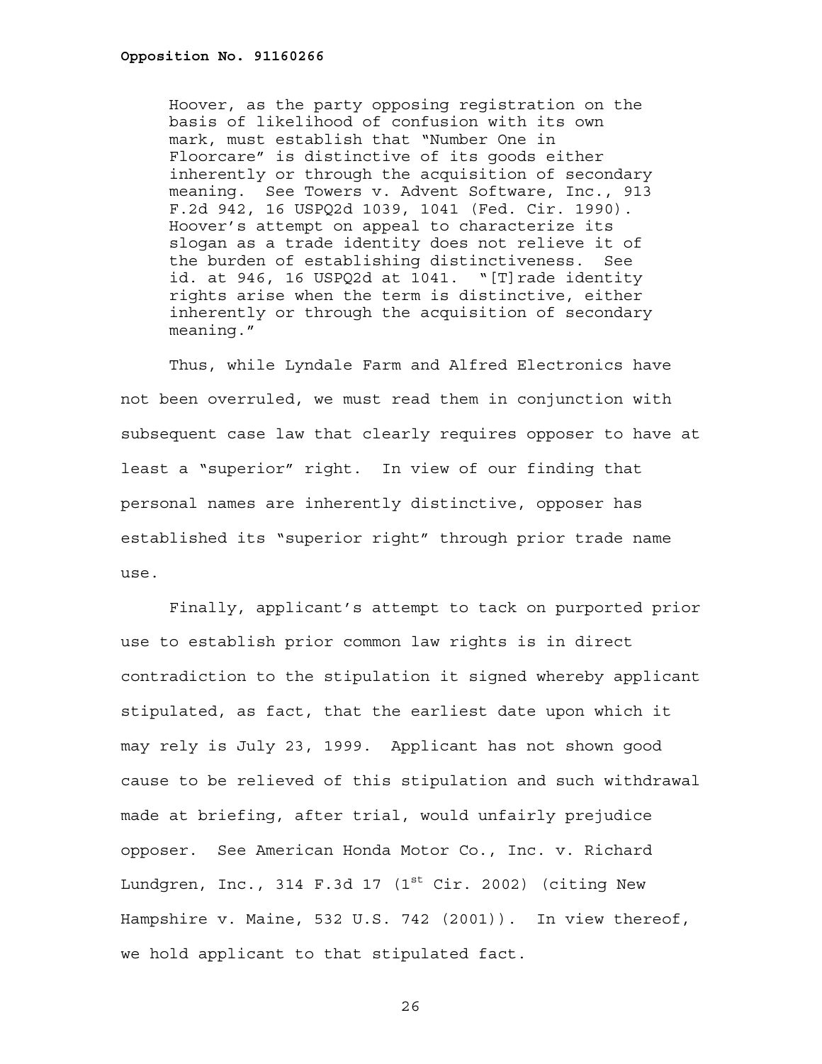> Hoover, as the party opposing registration on the basis of likelihood of confusion with its own mark, must establish that "Number One in Floorcare" is distinctive of its goods either inherently or through the acquisition of secondary meaning. See Towers v. Advent Software, Inc., 913 F.2d 942, 16 USPQ2d 1039, 1041 (Fed. Cir. 1990). Hoover's attempt on appeal to characterize its slogan as a trade identity does not relieve it of the burden of establishing distinctiveness. See id. at 946, 16 USPQ2d at 1041. "[T]rade identity rights arise when the term is distinctive, either inherently or through the acquisition of secondary meaning."

Thus, while Lyndale Farm and Alfred Electronics have not been overruled, we must read them in conjunction with subsequent case law that clearly requires opposer to have at least a "superior" right. In view of our finding that personal names are inherently distinctive, opposer has established its "superior right" through prior trade name use.

Finally, applicant's attempt to tack on purported prior use to establish prior common law rights is in direct contradiction to the stipulation it signed whereby applicant stipulated, as fact, that the earliest date upon which it may rely is July 23, 1999. Applicant has not shown good cause to be relieved of this stipulation and such withdrawal made at briefing, after trial, would unfairly prejudice opposer. See American Honda Motor Co., Inc. v. Richard Lundgren, Inc., 314 F.3d 17 (1st Cir. 2002) (citing New Hampshire v. Maine, 532 U.S. 742 (2001)). In view thereof, we hold applicant to that stipulated fact.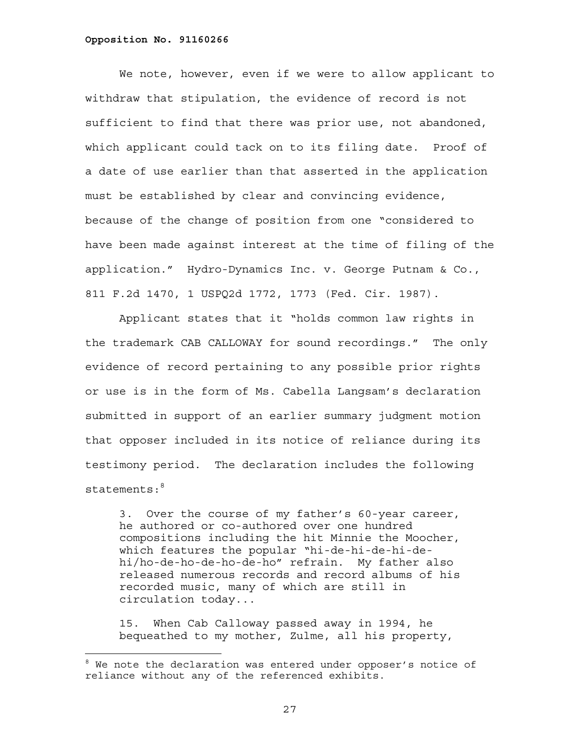We note, however, even if we were to allow applicant to withdraw that stipulation, the evidence of record is not sufficient to find that there was prior use, not abandoned, which applicant could tack on to its filing date. Proof of a date of use earlier than that asserted in the application must be established by clear and convincing evidence, because of the change of position from one "considered to have been made against interest at the time of filing of the application." Hydro-Dynamics Inc. v. George Putnam & Co., 811 F.2d 1470, 1 USPQ2d 1772, 1773 (Fed. Cir. 1987).

Applicant states that it "holds common law rights in the trademark CAB CALLOWAY for sound recordings." The only evidence of record pertaining to any possible prior rights or use is in the form of Ms. Cabella Langsam's declaration submitted in support of an earlier summary judgment motion that opposer included in its notice of reliance during its testimony period. The declaration includes the following statements:[8]

> 3. Over the course of my father's 60-year career, he authored or co-authored over one hundred compositions including the hit Minnie the Moocher, which features the popular "hi-de-hi-de-hi-de-hi/ho-de-ho-de-ho-de-ho" refrain. My father also released numerous records and record albums of his recorded music, many of which are still in circulation today...
>
> 15. When Cab Calloway passed away in 1994, he bequeathed to my mother, Zulme, all his property,

---

[8] We note the declaration was entered under opposer's notice of reliance without any of the referenced exhibits.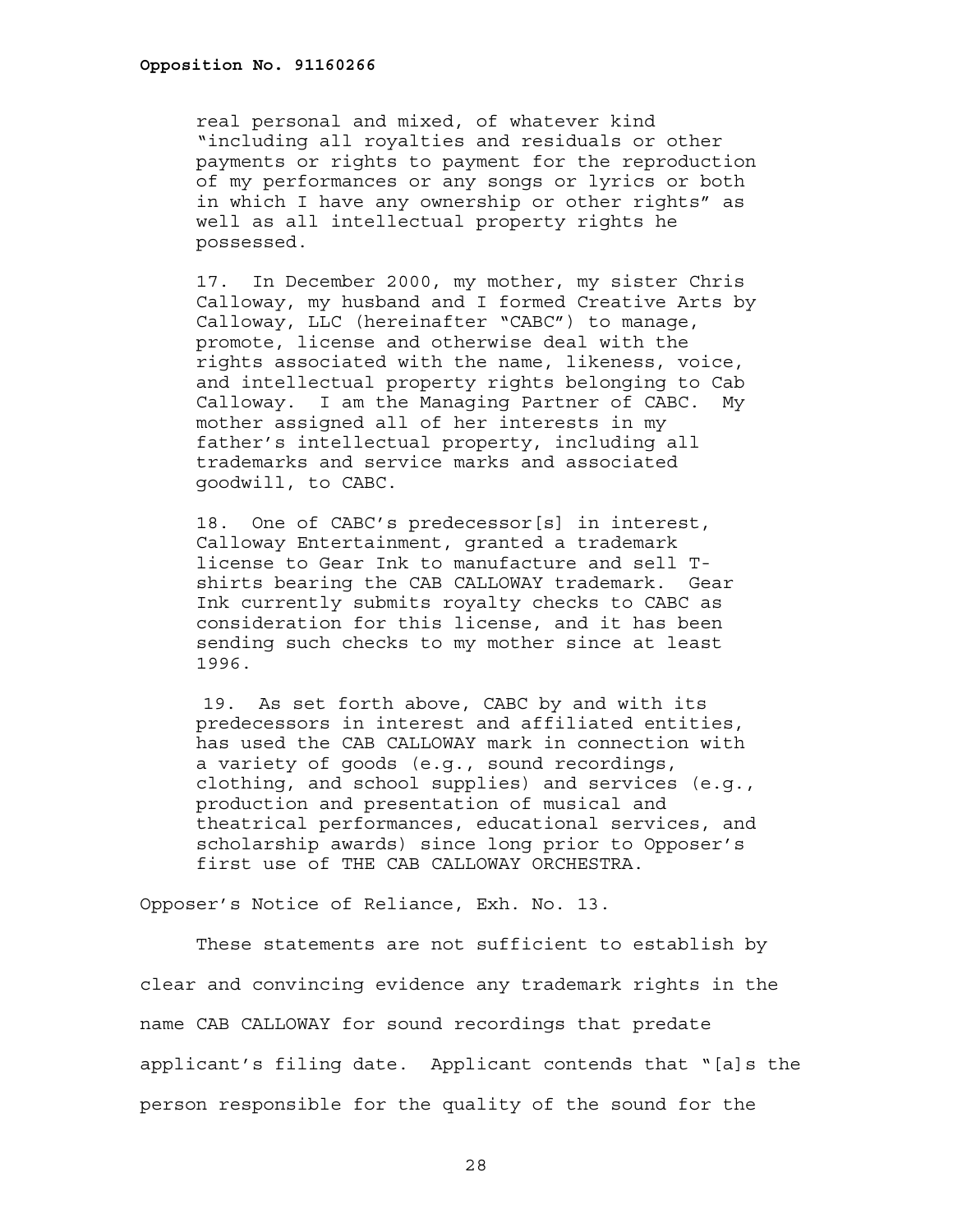real personal and mixed, of whatever kind "including all royalties and residuals or other payments or rights to payment for the reproduction of my performances or any songs or lyrics or both in which I have any ownership or other rights" as well as all intellectual property rights he possessed.

> 17. In December 2000, my mother, my sister Chris Calloway, my husband and I formed Creative Arts by Calloway, LLC (hereinafter "CABC") to manage, promote, license and otherwise deal with the rights associated with the name, likeness, voice, and intellectual property rights belonging to Cab Calloway. I am the Managing Partner of CABC. My mother assigned all of her interests in my father's intellectual property, including all trademarks and service marks and associated goodwill, to CABC.
>
> 18. One of CABC's predecessor[s] in interest, Calloway Entertainment, granted a trademark license to Gear Ink to manufacture and sell T-shirts bearing the CAB CALLOWAY trademark. Gear Ink currently submits royalty checks to CABC as consideration for this license, and it has been sending such checks to my mother since at least 1996.
>
> 19. As set forth above, CABC by and with its predecessors in interest and affiliated entities, has used the CAB CALLOWAY mark in connection with a variety of goods (e.g., sound recordings, clothing, and school supplies) and services (e.g., production and presentation of musical and theatrical performances, educational services, and scholarship awards) since long prior to Opposer's first use of THE CAB CALLOWAY ORCHESTRA.

Opposer's Notice of Reliance, Exh. No. 13.

These statements are not sufficient to establish by clear and convincing evidence any trademark rights in the name CAB CALLOWAY for sound recordings that predate applicant's filing date. Applicant contends that "[a]s the person responsible for the quality of the sound for the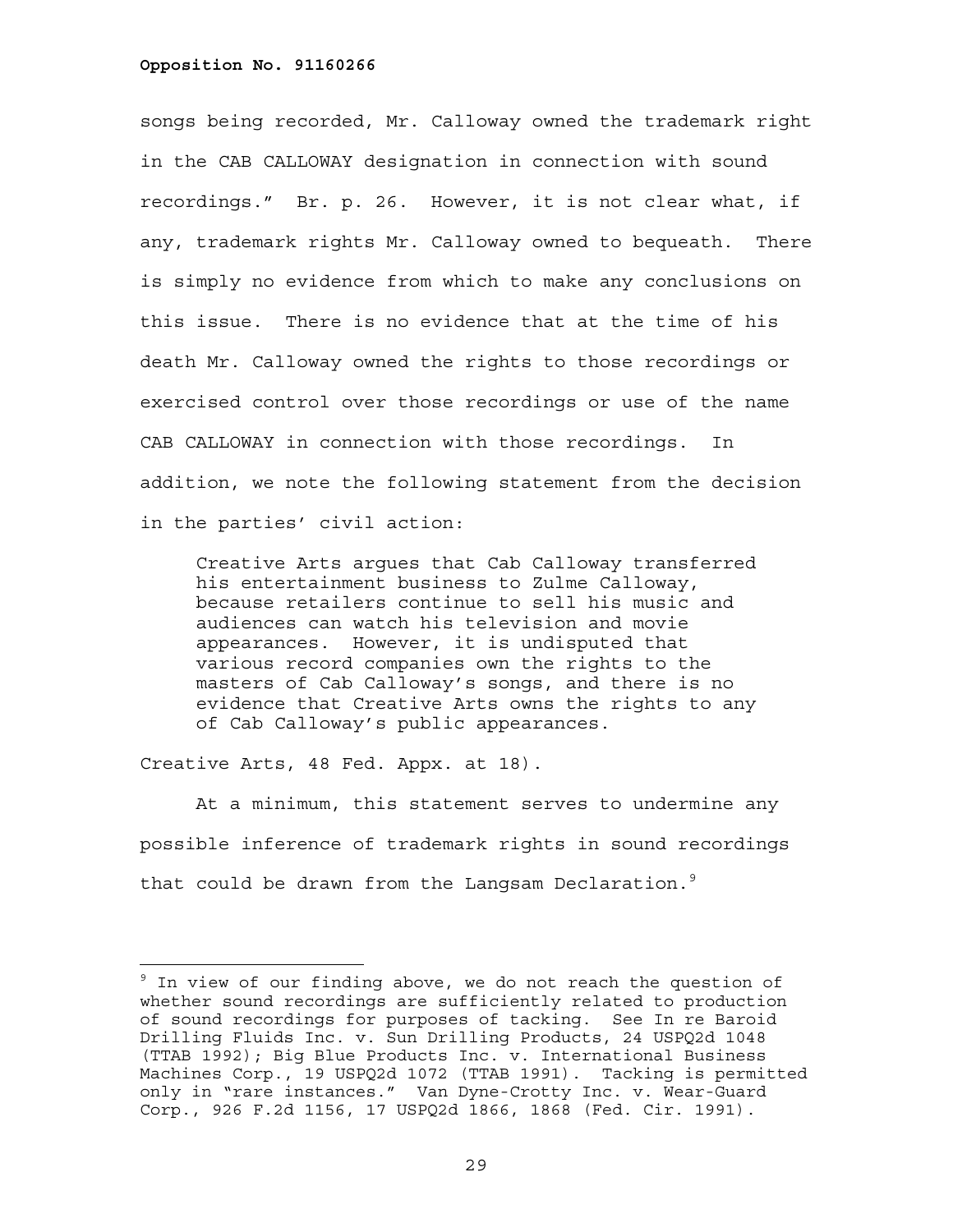songs being recorded, Mr. Calloway owned the trademark right in the CAB CALLOWAY designation in connection with sound recordings." Br. p. 26. However, it is not clear what, if any, trademark rights Mr. Calloway owned to bequeath. There is simply no evidence from which to make any conclusions on this issue. There is no evidence that at the time of his death Mr. Calloway owned the rights to those recordings or exercised control over those recordings or use of the name CAB CALLOWAY in connection with those recordings. In addition, we note the following statement from the decision in the parties' civil action:

> Creative Arts argues that Cab Calloway transferred his entertainment business to Zulme Calloway, because retailers continue to sell his music and audiences can watch his television and movie appearances. However, it is undisputed that various record companies own the rights to the masters of Cab Calloway's songs, and there is no evidence that Creative Arts owns the rights to any of Cab Calloway's public appearances.

Creative Arts, 48 Fed. Appx. at 18).

At a minimum, this statement serves to undermine any possible inference of trademark rights in sound recordings that could be drawn from the Langsam Declaration.[9]

---

[9] In view of our finding above, we do not reach the question of whether sound recordings are sufficiently related to production of sound recordings for purposes of tacking. See In re Baroid Drilling Fluids Inc. v. Sun Drilling Products, 24 USPQ2d 1048 (TTAB 1992); Big Blue Products Inc. v. International Business Machines Corp., 19 USPQ2d 1072 (TTAB 1991). Tacking is permitted only in "rare instances." Van Dyne-Crotty Inc. v. Wear-Guard Corp., 926 F.2d 1156, 17 USPQ2d 1866, 1868 (Fed. Cir. 1991).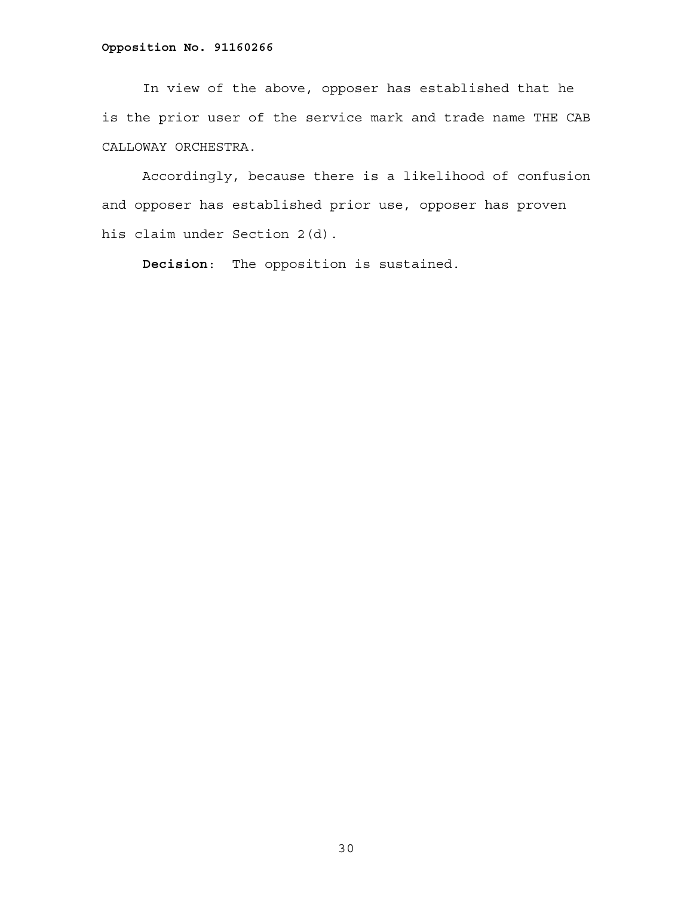In view of the above, opposer has established that he is the prior user of the service mark and trade name THE CAB CALLOWAY ORCHESTRA.

Accordingly, because there is a likelihood of confusion and opposer has established prior use, opposer has proven his claim under Section 2(d).

**Decision**: The opposition is sustained.